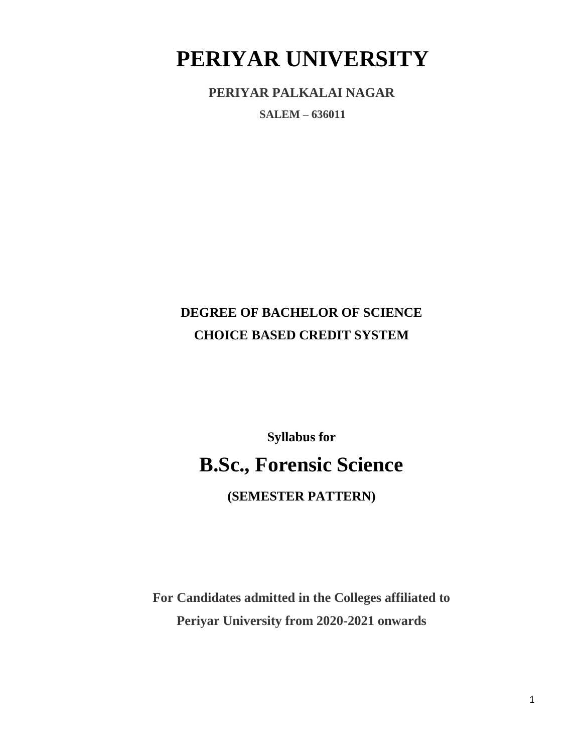# PERIYAR UNIVERSITY

**PERIYAR PALKALAI NAGAR**

**SALEM – 636011**

**DEGREE OF BACHELOR OF SCIENCE**

**CHOICE BASED CREDIT SYSTEM**

**Syllabus for**

# B.Sc., Forensic Science

**(SEMESTER PATTERN)**

**For Candidates admitted in the Colleges affiliated to Periyar University from 2020-2021 onwards**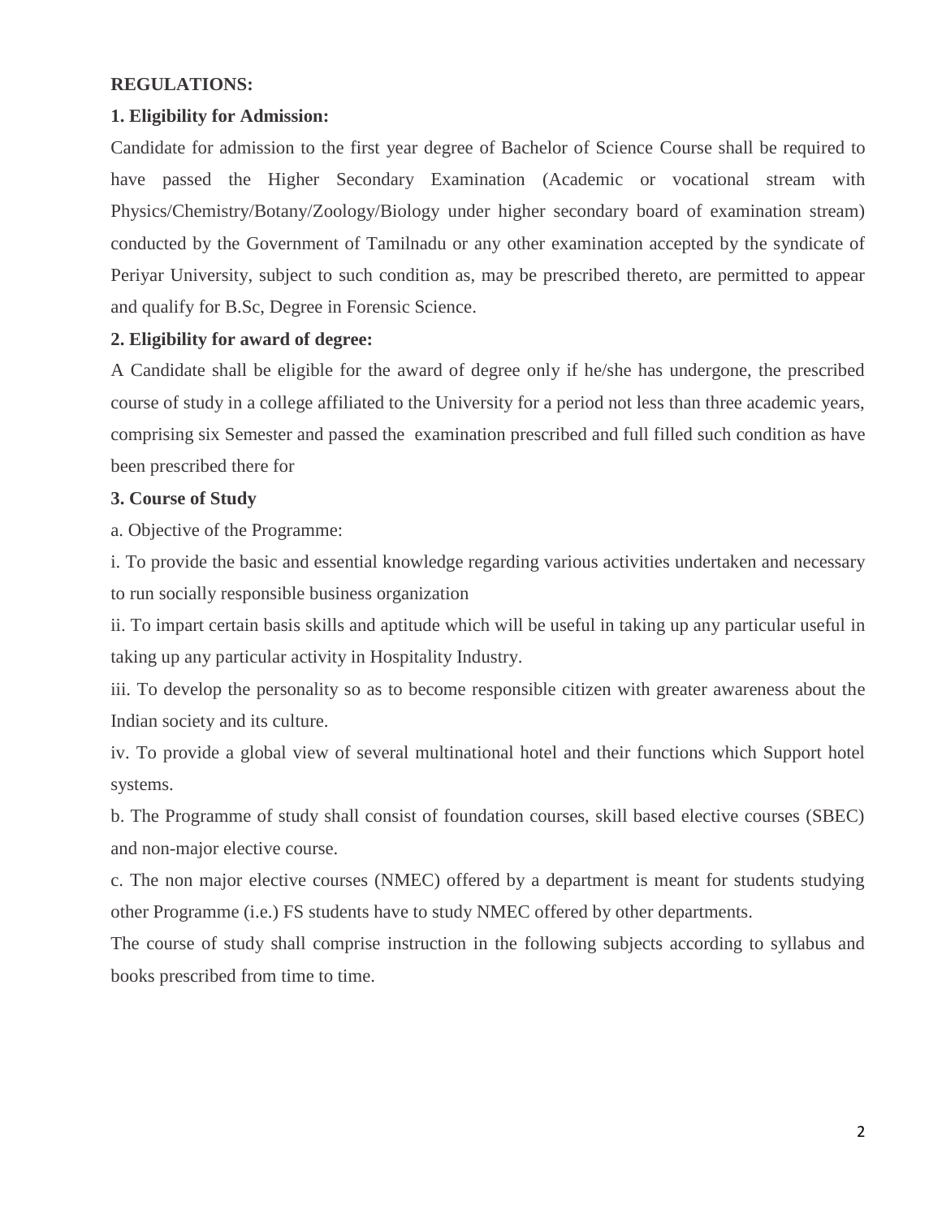**REGULATIONS:**

**1. Eligibility for Admission:**

Candidate for admission to the first year degree of Bachelor of Science Course shall be required to have passed the Higher Secondary Examination (Academic or vocational stream with Physics/Chemistry/Botany/Zoology/Biology under higher secondary board of examination stream) conducted by the Government of Tamilnadu or any other examination accepted by the syndicate of Periyar University, subject to such condition as, may be prescribed thereto, are permitted to appear and qualify for B.Sc, Degree in Forensic Science.

**2. Eligibility for award of degree:**

A Candidate shall be eligible for the award of degree only if he/she has undergone, the prescribed course of study in a college affiliated to the University for a period not less than three academic years, comprising six Semester and passed the examination prescribed and full filled such condition as have been prescribed there for

**3. Course of Study**

a. Objective of the Programme:

i. To provide the basic and essential knowledge regarding various activities undertaken and necessary to run socially responsible business organization

ii. To impart certain basis skills and aptitude which will be useful in taking up any particular useful in taking up any particular activity in Hospitality Industry.

iii. To develop the personality so as to become responsible citizen with greater awareness about the Indian society and its culture.

iv. To provide a global view of several multinational hotel and their functions which Support hotel systems.

b. The Programme of study shall consist of foundation courses, skill based elective courses (SBEC) and non-major elective course.

c. The non major elective courses (NMEC) offered by a department is meant for students studying other Programme (i.e.) FS students have to study NMEC offered by other departments.

The course of study shall comprise instruction in the following subjects according to syllabus and books prescribed from time to time.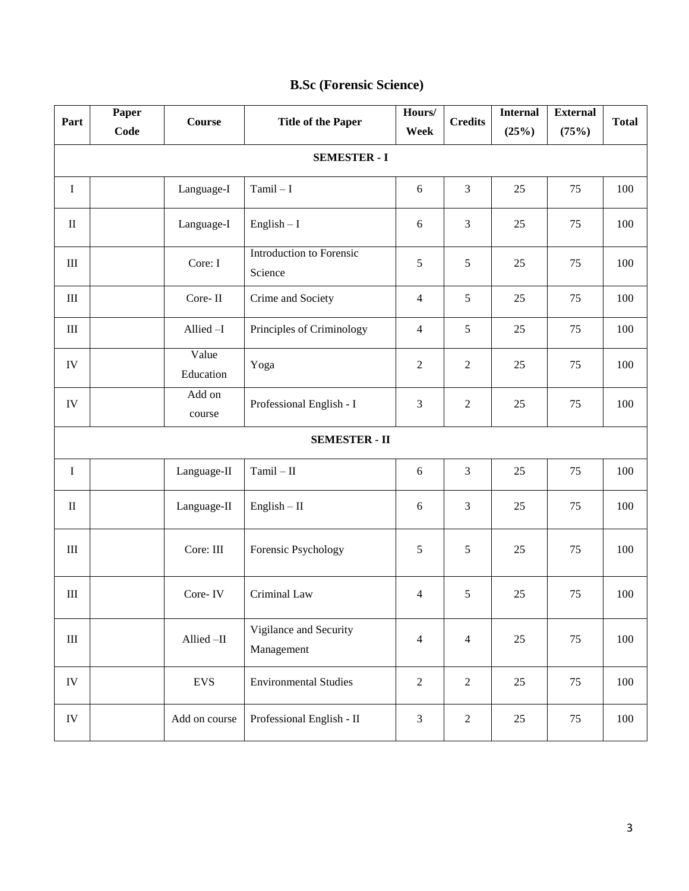# B.Sc (Forensic Science)

| Part | Paper Code | Course | Title of the Paper | Hours/ Week | Credits | Internal (25%) | External (75%) | Total |
|---|---|---|---|---|---|---|---|---|
| **SEMESTER - I** | | | | | | | | |
| I | | Language-I | Tamil – I | 6 | 3 | 25 | 75 | 100 |
| II | | Language-I | English – I | 6 | 3 | 25 | 75 | 100 |
| III | | Core: I | Introduction to Forensic Science | 5 | 5 | 25 | 75 | 100 |
| III | | Core- II | Crime and Society | 4 | 5 | 25 | 75 | 100 |
| III | | Allied –I | Principles of Criminology | 4 | 5 | 25 | 75 | 100 |
| IV | | Value Education | Yoga | 2 | 2 | 25 | 75 | 100 |
| IV | | Add on course | Professional English - I | 3 | 2 | 25 | 75 | 100 |
| **SEMESTER - II** | | | | | | | | |
| I | | Language-II | Tamil – II | 6 | 3 | 25 | 75 | 100 |
| II | | Language-II | English – II | 6 | 3 | 25 | 75 | 100 |
| III | | Core: III | Forensic Psychology | 5 | 5 | 25 | 75 | 100 |
| III | | Core- IV | Criminal Law | 4 | 5 | 25 | 75 | 100 |
| III | | Allied –II | Vigilance and Security Management | 4 | 4 | 25 | 75 | 100 |
| IV | | EVS | Environmental Studies | 2 | 2 | 25 | 75 | 100 |
| IV | | Add on course | Professional English - II | 3 | 2 | 25 | 75 | 100 |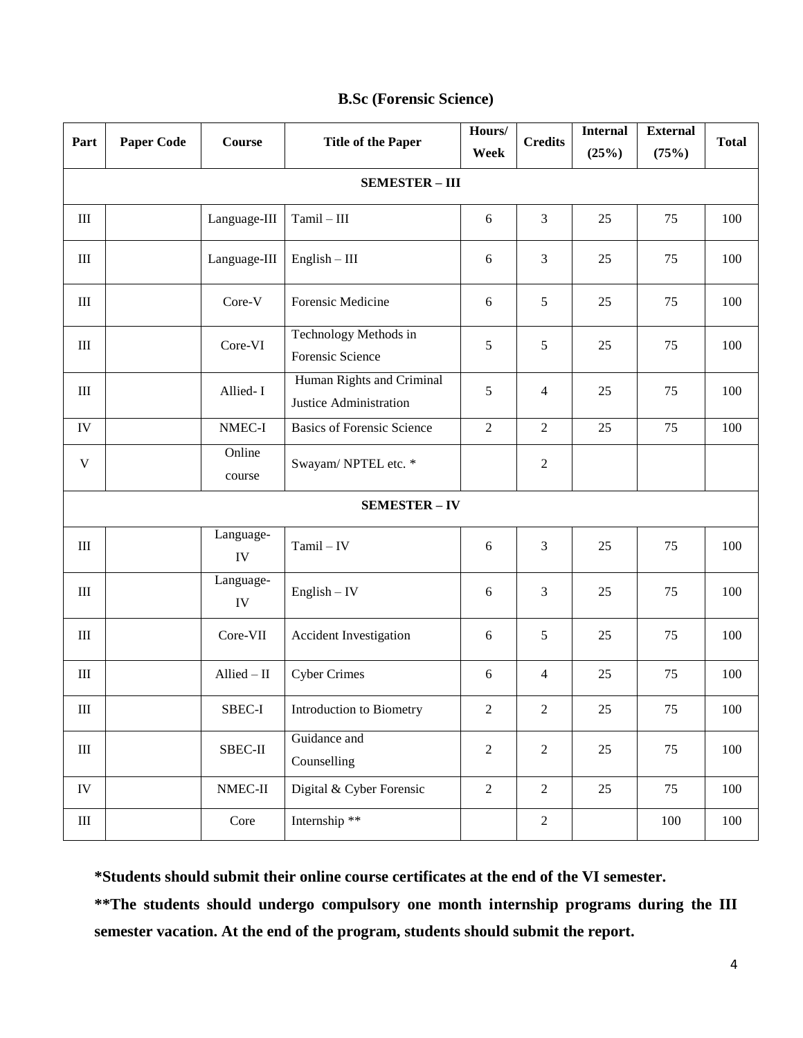## B.Sc (Forensic Science)

| Part | Paper Code | Course | Title of the Paper | Hours/ Week | Credits | Internal (25%) | External (75%) | Total |
|---|---|---|---|---|---|---|---|---|
| **SEMESTER – III** | | | | | | | | |
| III | | Language-III | Tamil – III | 6 | 3 | 25 | 75 | 100 |
| III | | Language-III | English – III | 6 | 3 | 25 | 75 | 100 |
| III | | Core-V | Forensic Medicine | 6 | 5 | 25 | 75 | 100 |
| III | | Core-VI | Technology Methods in Forensic Science | 5 | 5 | 25 | 75 | 100 |
| III | | Allied- I | Human Rights and Criminal Justice Administration | 5 | 4 | 25 | 75 | 100 |
| IV | | NMEC-I | Basics of Forensic Science | 2 | 2 | 25 | 75 | 100 |
| V | | Online course | Swayam/ NPTEL etc. * | | 2 | | | |
| **SEMESTER – IV** | | | | | | | | |
| III | | Language-IV | Tamil – IV | 6 | 3 | 25 | 75 | 100 |
| III | | Language-IV | English – IV | 6 | 3 | 25 | 75 | 100 |
| III | | Core-VII | Accident Investigation | 6 | 5 | 25 | 75 | 100 |
| III | | Allied – II | Cyber Crimes | 6 | 4 | 25 | 75 | 100 |
| III | | SBEC-I | Introduction to Biometry | 2 | 2 | 25 | 75 | 100 |
| III | | SBEC-II | Guidance and Counselling | 2 | 2 | 25 | 75 | 100 |
| IV | | NMEC-II | Digital & Cyber Forensic | 2 | 2 | 25 | 75 | 100 |
| III | | Core | Internship ** | | 2 | | 100 | 100 |

**\*Students should submit their online course certificates at the end of the VI semester.**

**\*\*The students should undergo compulsory one month internship programs during the III semester vacation. At the end of the program, students should submit the report.**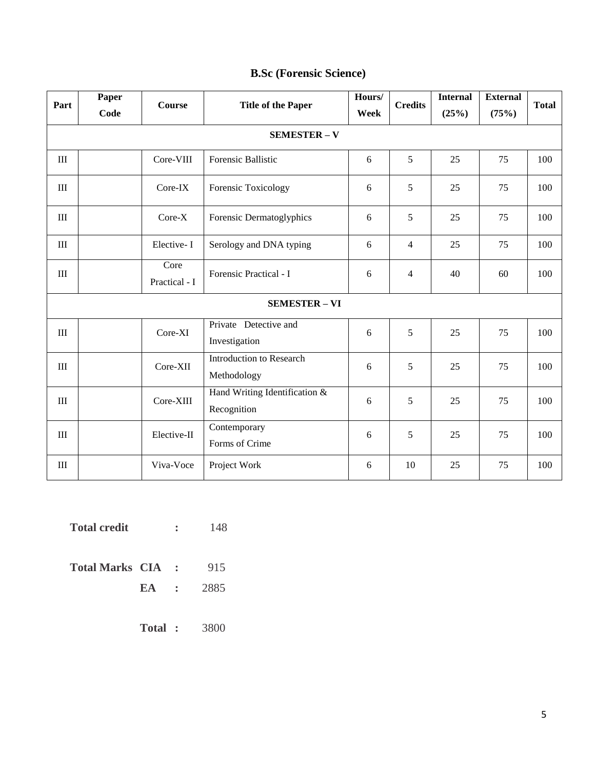# B.Sc (Forensic Science)

| Part | Paper Code | Course | Title of the Paper | Hours/ Week | Credits | Internal (25%) | External (75%) | Total |
|---|---|---|---|---|---|---|---|---|
| **SEMESTER – V** | | | | | | | | |
| III | | Core-VIII | Forensic Ballistic | 6 | 5 | 25 | 75 | 100 |
| III | | Core-IX | Forensic Toxicology | 6 | 5 | 25 | 75 | 100 |
| III | | Core-X | Forensic Dermatoglyphics | 6 | 5 | 25 | 75 | 100 |
| III | | Elective- I | Serology and DNA typing | 6 | 4 | 25 | 75 | 100 |
| III | | Core Practical - I | Forensic Practical - I | 6 | 4 | 40 | 60 | 100 |
| **SEMESTER – VI** | | | | | | | | |
| III | | Core-XI | Private Detective and Investigation | 6 | 5 | 25 | 75 | 100 |
| III | | Core-XII | Introduction to Research Methodology | 6 | 5 | 25 | 75 | 100 |
| III | | Core-XIII | Hand Writing Identification & Recognition | 6 | 5 | 25 | 75 | 100 |
| III | | Elective-II | Contemporary Forms of Crime | 6 | 5 | 25 | 75 | 100 |
| III | | Viva-Voce | Project Work | 6 | 10 | 25 | 75 | 100 |

**Total credit** **:** 148

**Total Marks** **CIA** **:** 915

**EA** **:** 2885

**Total** **:** 3800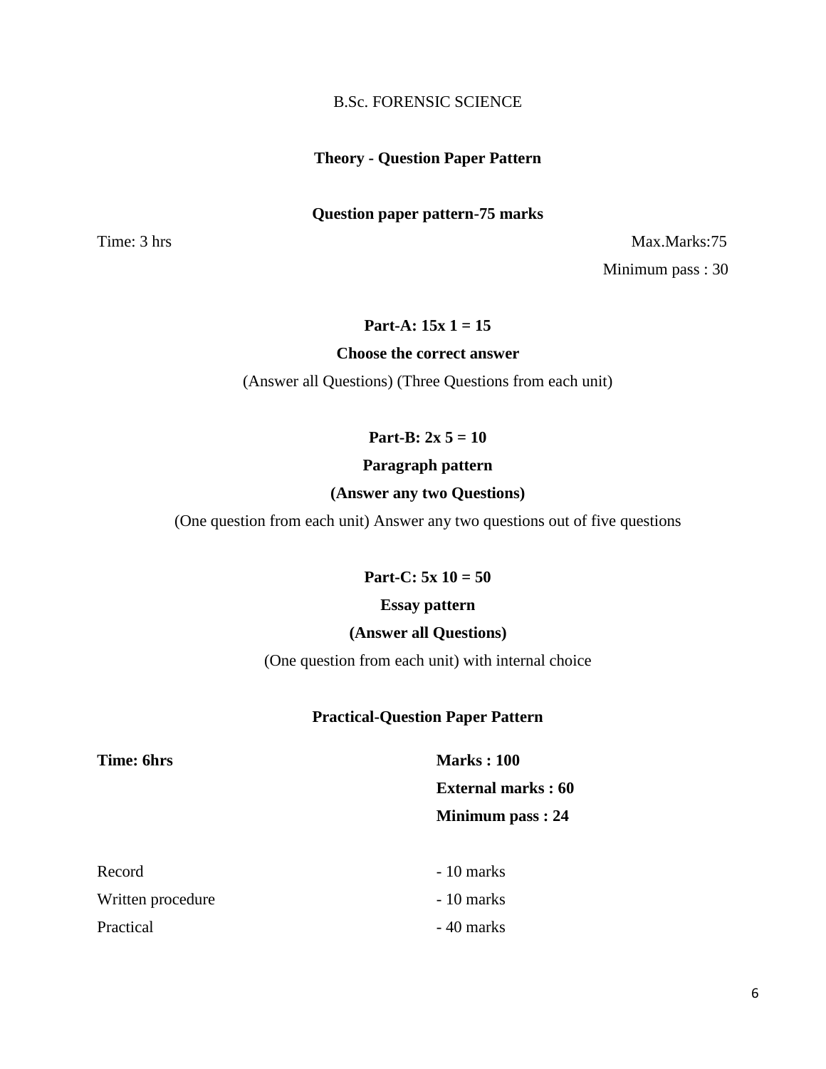B.Sc. FORENSIC SCIENCE

## Theory - Question Paper Pattern

### Question paper pattern-75 marks

Time: 3 hrs

Max.Marks:75

Minimum pass : 30

**Part-A: 15x 1 = 15**

**Choose the correct answer**

(Answer all Questions) (Three Questions from each unit)

**Part-B: 2x 5 = 10**

**Paragraph pattern**

**(Answer any two Questions)**

(One question from each unit) Answer any two questions out of five questions

**Part-C: 5x 10 = 50**

**Essay pattern**

**(Answer all Questions)**

(One question from each unit) with internal choice

## Practical-Question Paper Pattern

**Time: 6hrs**

**Marks : 100**

**External marks : 60**

**Minimum pass : 24**

| | |
|---|---|
| Record | - 10 marks |
| Written procedure | - 10 marks |
| Practical | - 40 marks |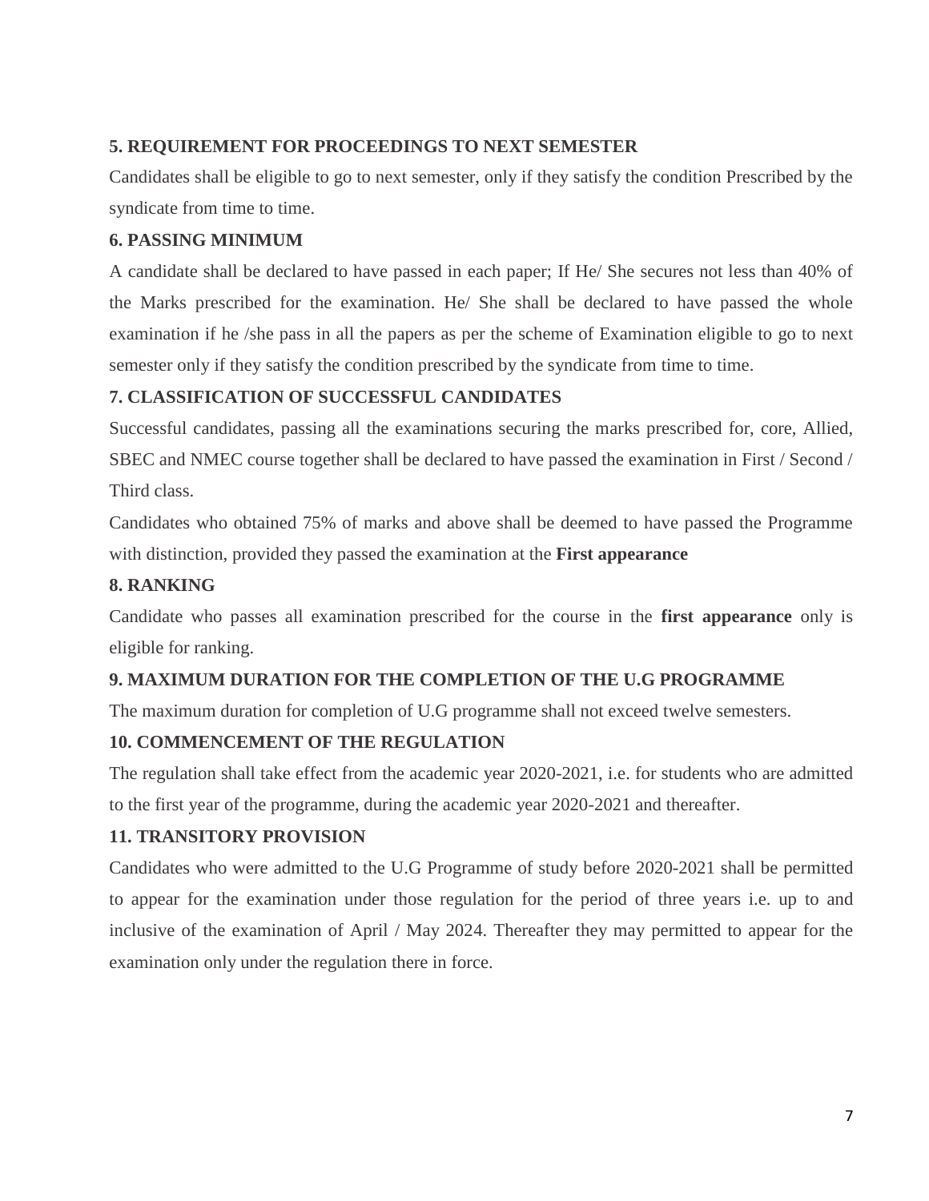### 5. REQUIREMENT FOR PROCEEDINGS TO NEXT SEMESTER

Candidates shall be eligible to go to next semester, only if they satisfy the condition Prescribed by the syndicate from time to time.

### 6. PASSING MINIMUM

A candidate shall be declared to have passed in each paper; If He/ She secures not less than 40% of the Marks prescribed for the examination. He/ She shall be declared to have passed the whole examination if he /she pass in all the papers as per the scheme of Examination eligible to go to next semester only if they satisfy the condition prescribed by the syndicate from time to time.

### 7. CLASSIFICATION OF SUCCESSFUL CANDIDATES

Successful candidates, passing all the examinations securing the marks prescribed for, core, Allied, SBEC and NMEC course together shall be declared to have passed the examination in First / Second / Third class.

Candidates who obtained 75% of marks and above shall be deemed to have passed the Programme with distinction, provided they passed the examination at the **First appearance**

### 8. RANKING

Candidate who passes all examination prescribed for the course in the **first appearance** only is eligible for ranking.

### 9. MAXIMUM DURATION FOR THE COMPLETION OF THE U.G PROGRAMME

The maximum duration for completion of U.G programme shall not exceed twelve semesters.

### 10. COMMENCEMENT OF THE REGULATION

The regulation shall take effect from the academic year 2020-2021, i.e. for students who are admitted to the first year of the programme, during the academic year 2020-2021 and thereafter.

### 11. TRANSITORY PROVISION

Candidates who were admitted to the U.G Programme of study before 2020-2021 shall be permitted to appear for the examination under those regulation for the period of three years i.e. up to and inclusive of the examination of April / May 2024. Thereafter they may permitted to appear for the examination only under the regulation there in force.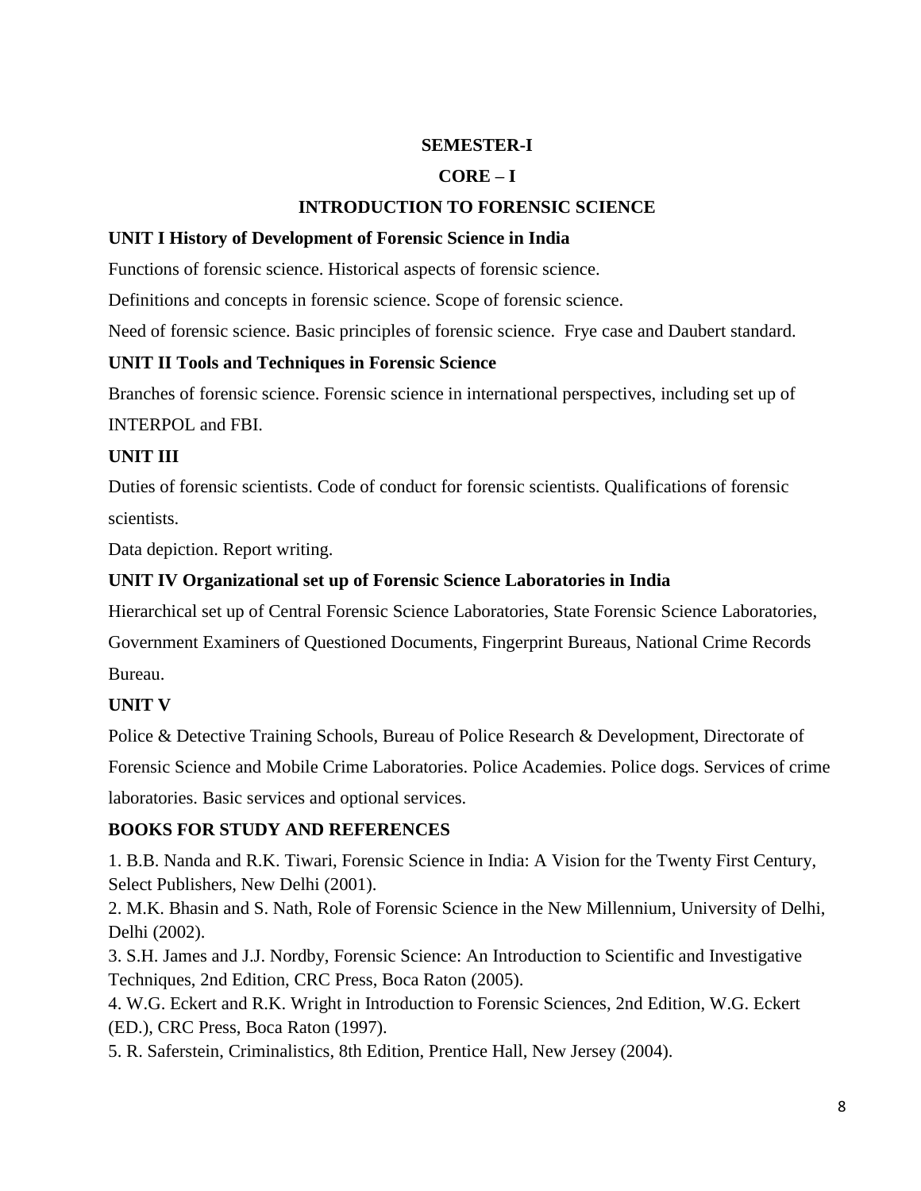## SEMESTER-I

## CORE – I

## INTRODUCTION TO FORENSIC SCIENCE

**UNIT I History of Development of Forensic Science in India**

Functions of forensic science. Historical aspects of forensic science.

Definitions and concepts in forensic science. Scope of forensic science.

Need of forensic science. Basic principles of forensic science. Frye case and Daubert standard.

**UNIT II Tools and Techniques in Forensic Science**

Branches of forensic science. Forensic science in international perspectives, including set up of INTERPOL and FBI.

**UNIT III**

Duties of forensic scientists. Code of conduct for forensic scientists. Qualifications of forensic scientists.

Data depiction. Report writing.

**UNIT IV Organizational set up of Forensic Science Laboratories in India**

Hierarchical set up of Central Forensic Science Laboratories, State Forensic Science Laboratories, Government Examiners of Questioned Documents, Fingerprint Bureaus, National Crime Records Bureau.

**UNIT V**

Police & Detective Training Schools, Bureau of Police Research & Development, Directorate of Forensic Science and Mobile Crime Laboratories. Police Academies. Police dogs. Services of crime laboratories. Basic services and optional services.

**BOOKS FOR STUDY AND REFERENCES**

1. B.B. Nanda and R.K. Tiwari, Forensic Science in India: A Vision for the Twenty First Century, Select Publishers, New Delhi (2001).
2. M.K. Bhasin and S. Nath, Role of Forensic Science in the New Millennium, University of Delhi, Delhi (2002).
3. S.H. James and J.J. Nordby, Forensic Science: An Introduction to Scientific and Investigative Techniques, 2nd Edition, CRC Press, Boca Raton (2005).
4. W.G. Eckert and R.K. Wright in Introduction to Forensic Sciences, 2nd Edition, W.G. Eckert (ED.), CRC Press, Boca Raton (1997).
5. R. Saferstein, Criminalistics, 8th Edition, Prentice Hall, New Jersey (2004).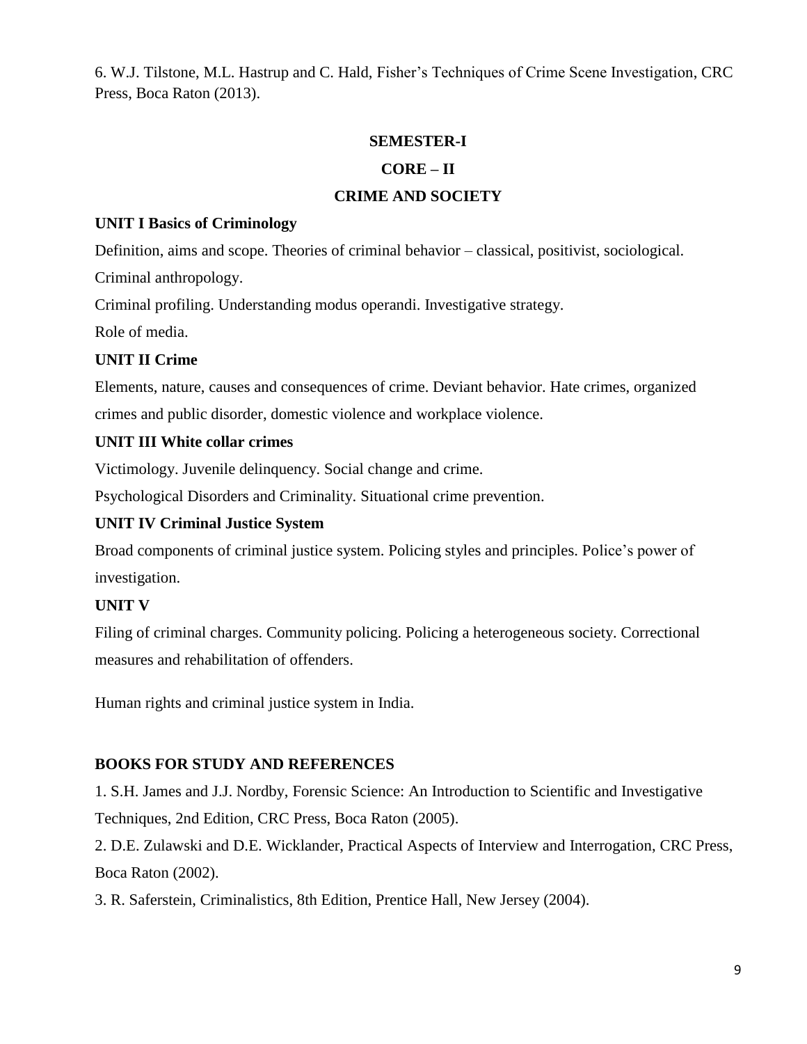6. W.J. Tilstone, M.L. Hastrup and C. Hald, Fisher's Techniques of Crime Scene Investigation, CRC Press, Boca Raton (2013).

## SEMESTER-I

## CORE – II

## CRIME AND SOCIETY

**UNIT I Basics of Criminology**

Definition, aims and scope. Theories of criminal behavior – classical, positivist, sociological.

Criminal anthropology.

Criminal profiling. Understanding modus operandi. Investigative strategy.

Role of media.

**UNIT II Crime**

Elements, nature, causes and consequences of crime. Deviant behavior. Hate crimes, organized crimes and public disorder, domestic violence and workplace violence.

**UNIT III White collar crimes**

Victimology. Juvenile delinquency. Social change and crime.

Psychological Disorders and Criminality. Situational crime prevention.

**UNIT IV Criminal Justice System**

Broad components of criminal justice system. Policing styles and principles. Police's power of investigation.

**UNIT V**

Filing of criminal charges. Community policing. Policing a heterogeneous society. Correctional measures and rehabilitation of offenders.

Human rights and criminal justice system in India.

**BOOKS FOR STUDY AND REFERENCES**

1. S.H. James and J.J. Nordby, Forensic Science: An Introduction to Scientific and Investigative Techniques, 2nd Edition, CRC Press, Boca Raton (2005).

2. D.E. Zulawski and D.E. Wicklander, Practical Aspects of Interview and Interrogation, CRC Press, Boca Raton (2002).

3. R. Saferstein, Criminalistics, 8th Edition, Prentice Hall, New Jersey (2004).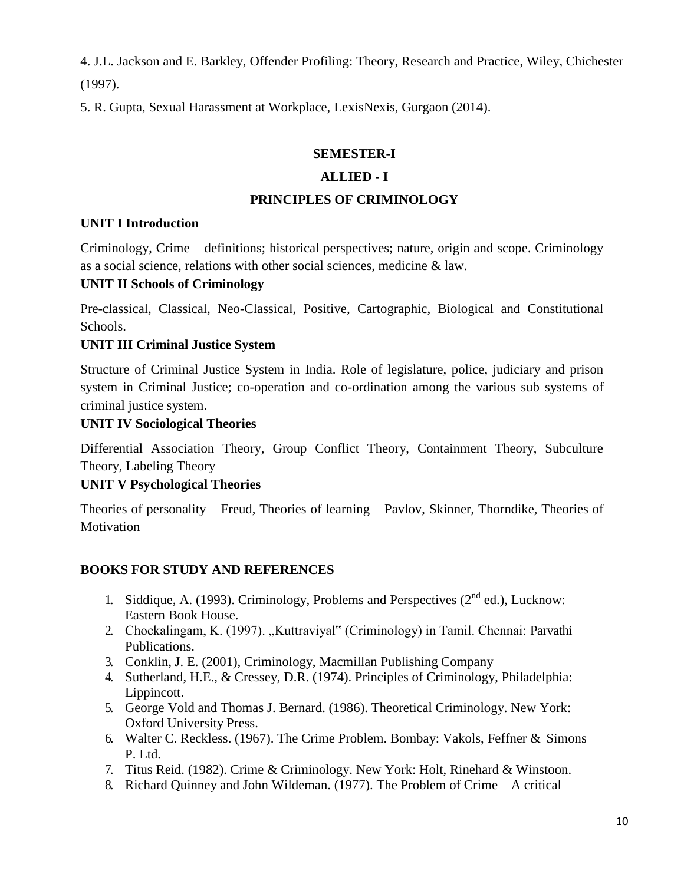4. J.L. Jackson and E. Barkley, Offender Profiling: Theory, Research and Practice, Wiley, Chichester (1997).

5. R. Gupta, Sexual Harassment at Workplace, LexisNexis, Gurgaon (2014).

## SEMESTER-I

## ALLIED - I

## PRINCIPLES OF CRIMINOLOGY

**UNIT I Introduction**

Criminology, Crime – definitions; historical perspectives; nature, origin and scope. Criminology as a social science, relations with other social sciences, medicine & law.

**UNIT II Schools of Criminology**

Pre-classical, Classical, Neo-Classical, Positive, Cartographic, Biological and Constitutional Schools.

**UNIT III Criminal Justice System**

Structure of Criminal Justice System in India. Role of legislature, police, judiciary and prison system in Criminal Justice; co-operation and co-ordination among the various sub systems of criminal justice system.

**UNIT IV Sociological Theories**

Differential Association Theory, Group Conflict Theory, Containment Theory, Subculture Theory, Labeling Theory

**UNIT V Psychological Theories**

Theories of personality – Freud, Theories of learning – Pavlov, Skinner, Thorndike, Theories of Motivation

**BOOKS FOR STUDY AND REFERENCES**

1. Siddique, A. (1993). Criminology, Problems and Perspectives (2nd ed.), Lucknow: Eastern Book House.
2. Chockalingam, K. (1997). „Kuttraviyal‟ (Criminology) in Tamil. Chennai: Parvathi Publications.
3. Conklin, J. E. (2001), Criminology, Macmillan Publishing Company
4. Sutherland, H.E., & Cressey, D.R. (1974). Principles of Criminology, Philadelphia: Lippincott.
5. George Vold and Thomas J. Bernard. (1986). Theoretical Criminology. New York: Oxford University Press.
6. Walter C. Reckless. (1967). The Crime Problem. Bombay: Vakols, Feffner & Simons P. Ltd.
7. Titus Reid. (1982). Crime & Criminology. New York: Holt, Rinehard & Winstoon.
8. Richard Quinney and John Wildeman. (1977). The Problem of Crime – A critical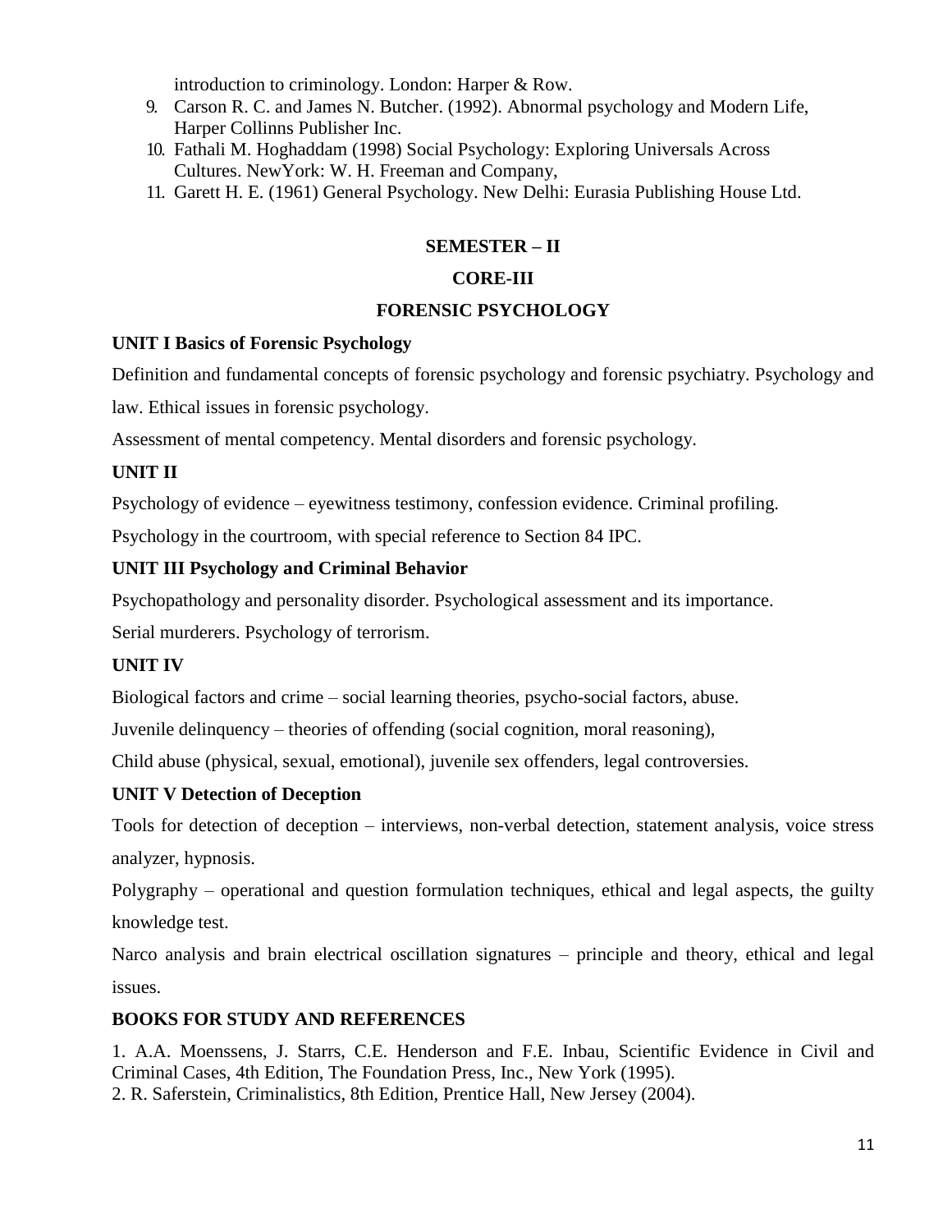introduction to criminology. London: Harper & Row.

9. Carson R. C. and James N. Butcher. (1992). Abnormal psychology and Modern Life, Harper Collinns Publisher Inc.
10. Fathali M. Hoghaddam (1998) Social Psychology: Exploring Universals Across Cultures. NewYork: W. H. Freeman and Company,
11. Garett H. E. (1961) General Psychology. New Delhi: Eurasia Publishing House Ltd.

## SEMESTER – II

## CORE-III

## FORENSIC PSYCHOLOGY

**UNIT I Basics of Forensic Psychology**

Definition and fundamental concepts of forensic psychology and forensic psychiatry. Psychology and law. Ethical issues in forensic psychology.

Assessment of mental competency. Mental disorders and forensic psychology.

**UNIT II**

Psychology of evidence – eyewitness testimony, confession evidence. Criminal profiling.

Psychology in the courtroom, with special reference to Section 84 IPC.

**UNIT III Psychology and Criminal Behavior**

Psychopathology and personality disorder. Psychological assessment and its importance.

Serial murderers. Psychology of terrorism.

**UNIT IV**

Biological factors and crime – social learning theories, psycho-social factors, abuse.

Juvenile delinquency – theories of offending (social cognition, moral reasoning),

Child abuse (physical, sexual, emotional), juvenile sex offenders, legal controversies.

**UNIT V Detection of Deception**

Tools for detection of deception – interviews, non-verbal detection, statement analysis, voice stress analyzer, hypnosis.

Polygraphy – operational and question formulation techniques, ethical and legal aspects, the guilty knowledge test.

Narco analysis and brain electrical oscillation signatures – principle and theory, ethical and legal issues.

**BOOKS FOR STUDY AND REFERENCES**

1. A.A. Moenssens, J. Starrs, C.E. Henderson and F.E. Inbau, Scientific Evidence in Civil and Criminal Cases, 4th Edition, The Foundation Press, Inc., New York (1995).
2. R. Saferstein, Criminalistics, 8th Edition, Prentice Hall, New Jersey (2004).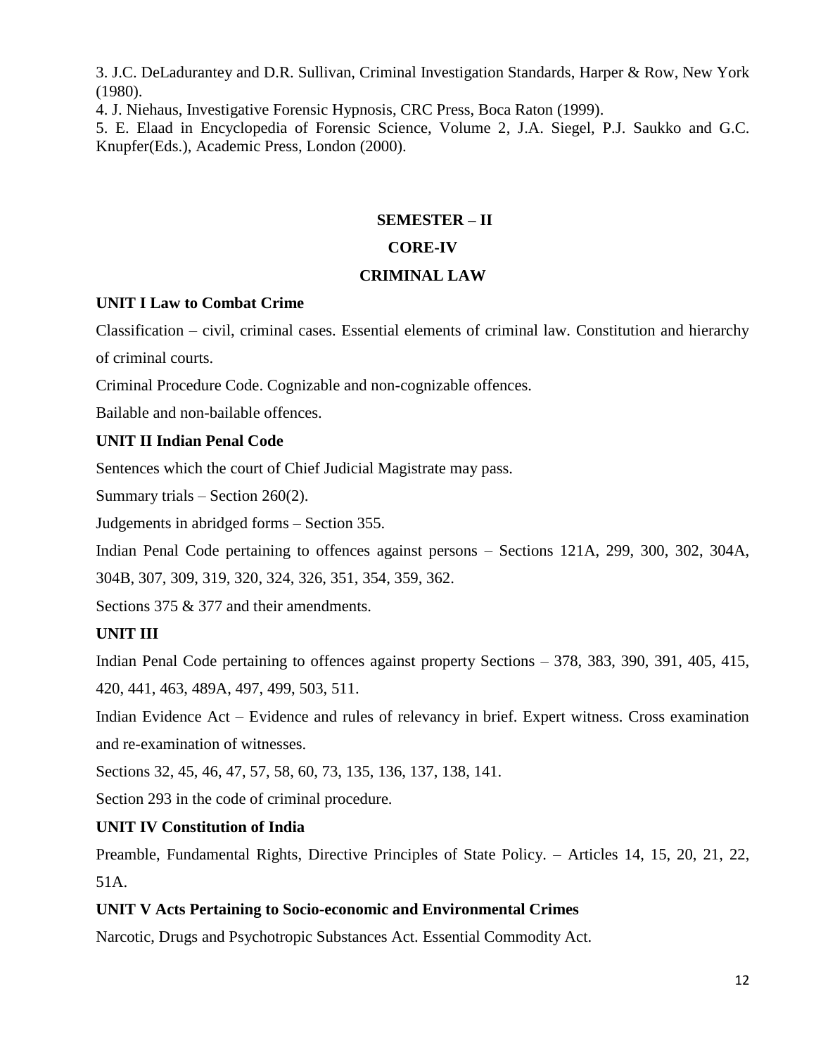3. J.C. DeLadurantey and D.R. Sullivan, Criminal Investigation Standards, Harper & Row, New York (1980).

4. J. Niehaus, Investigative Forensic Hypnosis, CRC Press, Boca Raton (1999).

5. E. Elaad in Encyclopedia of Forensic Science, Volume 2, J.A. Siegel, P.J. Saukko and G.C. Knupfer(Eds.), Academic Press, London (2000).

## SEMESTER – II

## CORE-IV

## CRIMINAL LAW

### UNIT I Law to Combat Crime

Classification – civil, criminal cases. Essential elements of criminal law. Constitution and hierarchy of criminal courts.

Criminal Procedure Code. Cognizable and non-cognizable offences.

Bailable and non-bailable offences.

### UNIT II Indian Penal Code

Sentences which the court of Chief Judicial Magistrate may pass.

Summary trials – Section 260(2).

Judgements in abridged forms – Section 355.

Indian Penal Code pertaining to offences against persons – Sections 121A, 299, 300, 302, 304A, 304B, 307, 309, 319, 320, 324, 326, 351, 354, 359, 362.

Sections 375 & 377 and their amendments.

### UNIT III

Indian Penal Code pertaining to offences against property Sections – 378, 383, 390, 391, 405, 415, 420, 441, 463, 489A, 497, 499, 503, 511.

Indian Evidence Act – Evidence and rules of relevancy in brief. Expert witness. Cross examination and re-examination of witnesses.

Sections 32, 45, 46, 47, 57, 58, 60, 73, 135, 136, 137, 138, 141.

Section 293 in the code of criminal procedure.

### UNIT IV Constitution of India

Preamble, Fundamental Rights, Directive Principles of State Policy. – Articles 14, 15, 20, 21, 22, 51A.

### UNIT V Acts Pertaining to Socio-economic and Environmental Crimes

Narcotic, Drugs and Psychotropic Substances Act. Essential Commodity Act.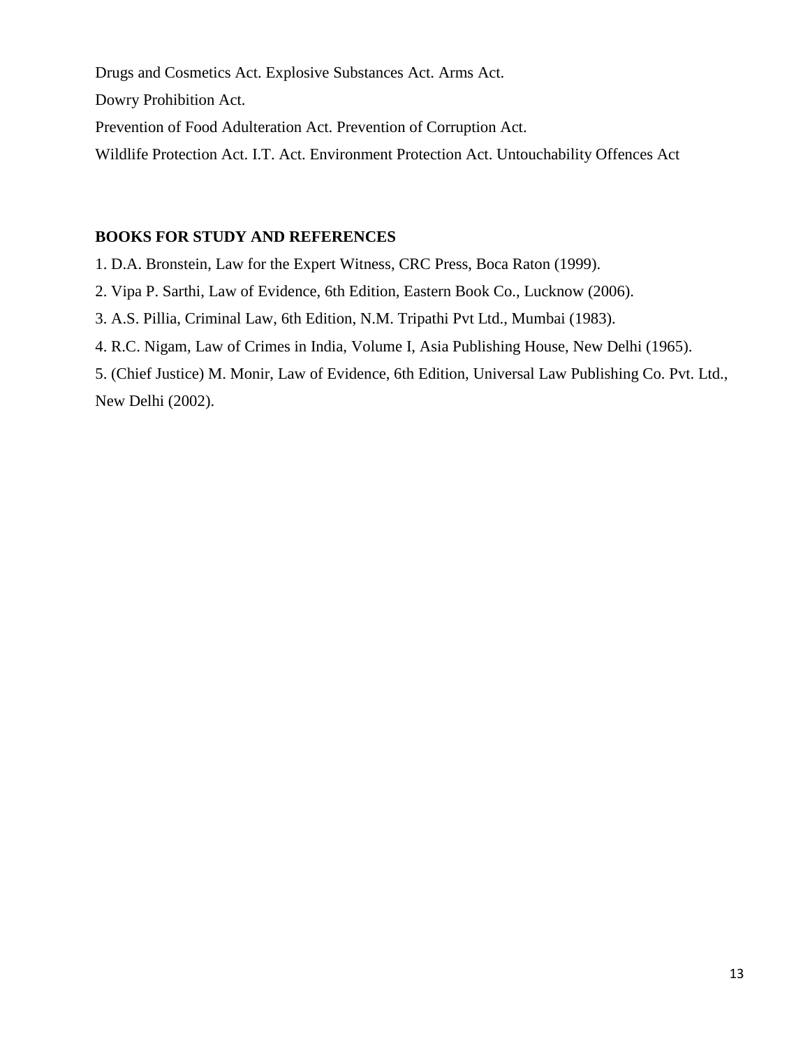Drugs and Cosmetics Act. Explosive Substances Act. Arms Act.

Dowry Prohibition Act.

Prevention of Food Adulteration Act. Prevention of Corruption Act.

Wildlife Protection Act. I.T. Act. Environment Protection Act. Untouchability Offences Act

**BOOKS FOR STUDY AND REFERENCES**

1. D.A. Bronstein, Law for the Expert Witness, CRC Press, Boca Raton (1999).
2. Vipa P. Sarthi, Law of Evidence, 6th Edition, Eastern Book Co., Lucknow (2006).
3. A.S. Pillia, Criminal Law, 6th Edition, N.M. Tripathi Pvt Ltd., Mumbai (1983).
4. R.C. Nigam, Law of Crimes in India, Volume I, Asia Publishing House, New Delhi (1965).
5. (Chief Justice) M. Monir, Law of Evidence, 6th Edition, Universal Law Publishing Co. Pvt. Ltd., New Delhi (2002).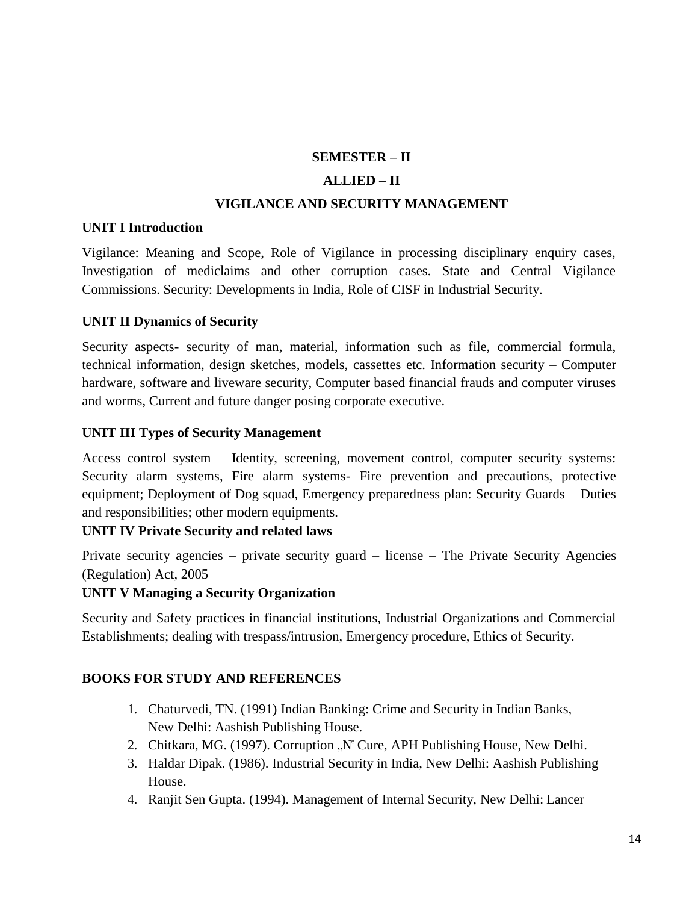## SEMESTER – II

## ALLIED – II

## VIGILANCE AND SECURITY MANAGEMENT

**UNIT I Introduction**

Vigilance: Meaning and Scope, Role of Vigilance in processing disciplinary enquiry cases, Investigation of mediclaims and other corruption cases. State and Central Vigilance Commissions. Security: Developments in India, Role of CISF in Industrial Security.

**UNIT II Dynamics of Security**

Security aspects- security of man, material, information such as file, commercial formula, technical information, design sketches, models, cassettes etc. Information security – Computer hardware, software and liveware security, Computer based financial frauds and computer viruses and worms, Current and future danger posing corporate executive.

**UNIT III Types of Security Management**

Access control system – Identity, screening, movement control, computer security systems: Security alarm systems, Fire alarm systems- Fire prevention and precautions, protective equipment; Deployment of Dog squad, Emergency preparedness plan: Security Guards – Duties and responsibilities; other modern equipments.

**UNIT IV Private Security and related laws**

Private security agencies – private security guard – license – The Private Security Agencies (Regulation) Act, 2005

**UNIT V Managing a Security Organization**

Security and Safety practices in financial institutions, Industrial Organizations and Commercial Establishments; dealing with trespass/intrusion, Emergency procedure, Ethics of Security.

**BOOKS FOR STUDY AND REFERENCES**

1. Chaturvedi, TN. (1991) Indian Banking: Crime and Security in Indian Banks, New Delhi: Aashish Publishing House.
2. Chitkara, MG. (1997). Corruption „N" Cure, APH Publishing House, New Delhi.
3. Haldar Dipak. (1986). Industrial Security in India, New Delhi: Aashish Publishing House.
4. Ranjit Sen Gupta. (1994). Management of Internal Security, New Delhi: Lancer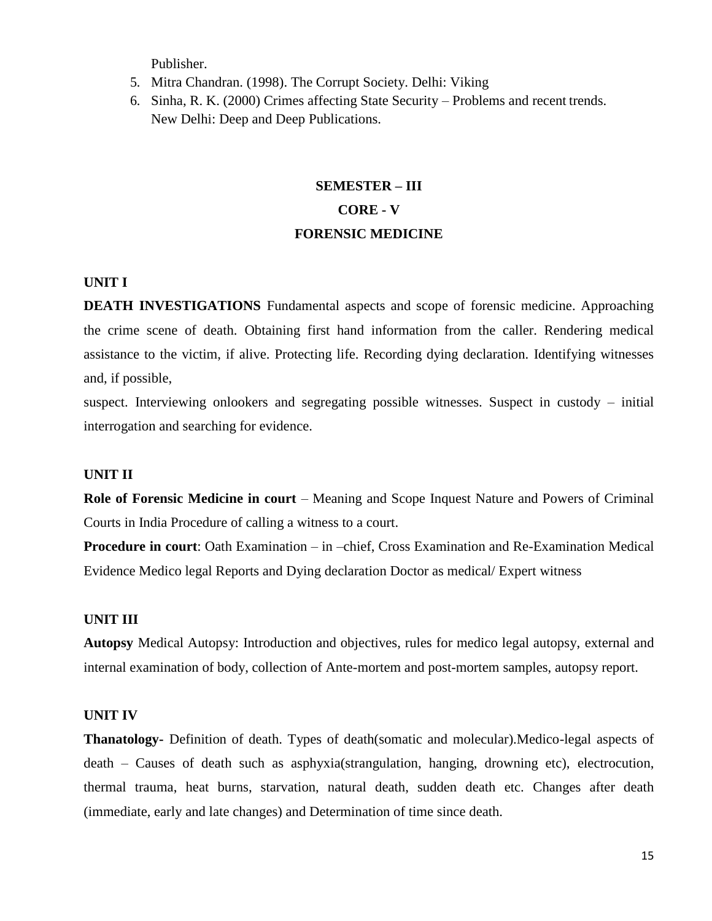Publisher.

5. Mitra Chandran. (1998). The Corrupt Society. Delhi: Viking
6. Sinha, R. K. (2000) Crimes affecting State Security – Problems and recent trends. New Delhi: Deep and Deep Publications.

## SEMESTER – III

## CORE - V

## FORENSIC MEDICINE

### UNIT I

**DEATH INVESTIGATIONS** Fundamental aspects and scope of forensic medicine. Approaching the crime scene of death. Obtaining first hand information from the caller. Rendering medical assistance to the victim, if alive. Protecting life. Recording dying declaration. Identifying witnesses and, if possible,

suspect. Interviewing onlookers and segregating possible witnesses. Suspect in custody – initial interrogation and searching for evidence.

### UNIT II

**Role of Forensic Medicine in court** – Meaning and Scope Inquest Nature and Powers of Criminal Courts in India Procedure of calling a witness to a court.

**Procedure in court**: Oath Examination – in –chief, Cross Examination and Re-Examination Medical Evidence Medico legal Reports and Dying declaration Doctor as medical/ Expert witness

### UNIT III

**Autopsy** Medical Autopsy: Introduction and objectives, rules for medico legal autopsy, external and internal examination of body, collection of Ante-mortem and post-mortem samples, autopsy report.

### UNIT IV

**Thanatology-** Definition of death. Types of death(somatic and molecular).Medico-legal aspects of death – Causes of death such as asphyxia(strangulation, hanging, drowning etc), electrocution, thermal trauma, heat burns, starvation, natural death, sudden death etc. Changes after death (immediate, early and late changes) and Determination of time since death.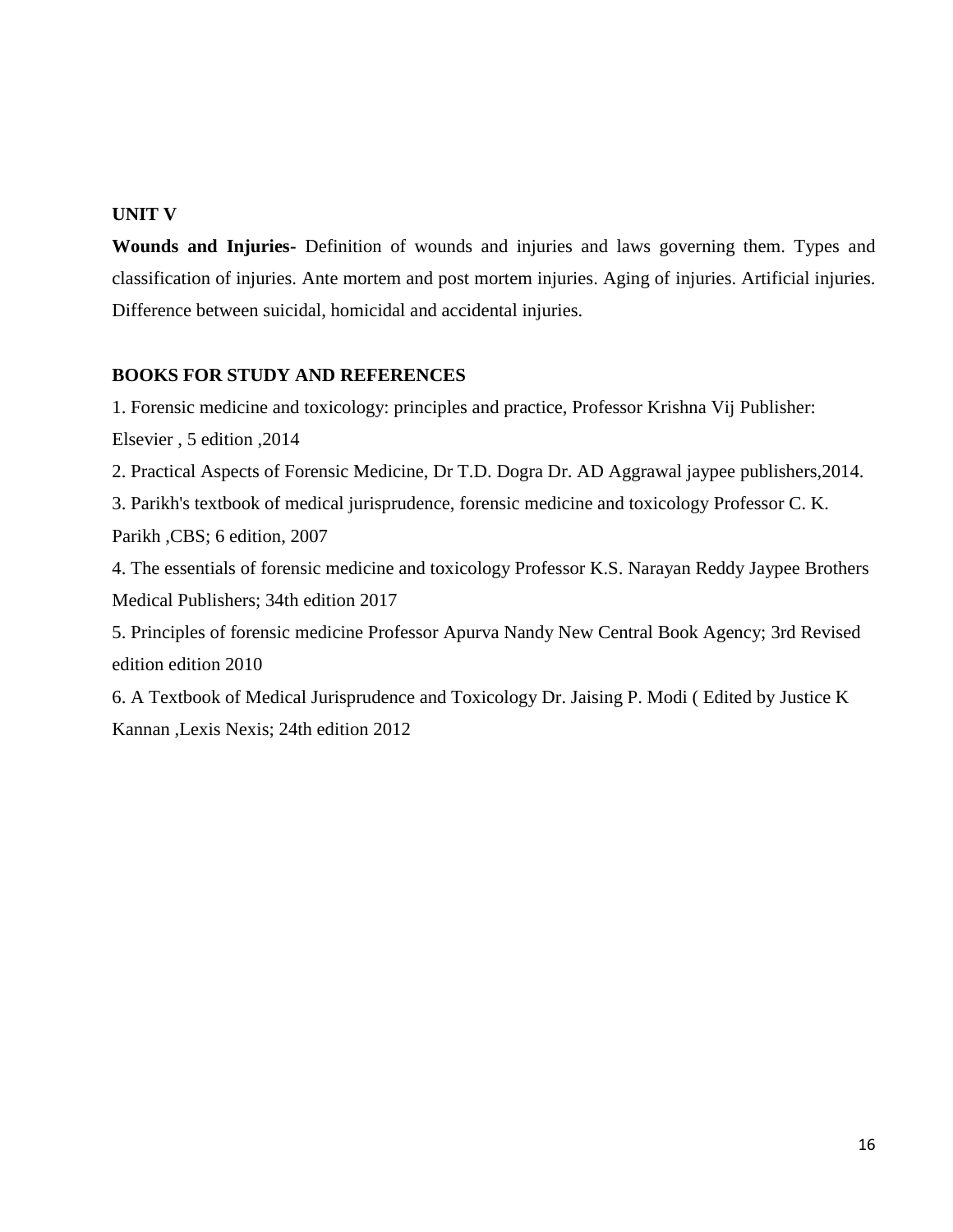**UNIT V**

**Wounds and Injuries-** Definition of wounds and injuries and laws governing them. Types and classification of injuries. Ante mortem and post mortem injuries. Aging of injuries. Artificial injuries. Difference between suicidal, homicidal and accidental injuries.

**BOOKS FOR STUDY AND REFERENCES**

1. Forensic medicine and toxicology: principles and practice, Professor Krishna Vij Publisher: Elsevier , 5 edition ,2014
2. Practical Aspects of Forensic Medicine, Dr T.D. Dogra Dr. AD Aggrawal jaypee publishers,2014.
3. Parikh's textbook of medical jurisprudence, forensic medicine and toxicology Professor C. K. Parikh ,CBS; 6 edition, 2007
4. The essentials of forensic medicine and toxicology Professor K.S. Narayan Reddy Jaypee Brothers Medical Publishers; 34th edition 2017
5. Principles of forensic medicine Professor Apurva Nandy New Central Book Agency; 3rd Revised edition edition 2010
6. A Textbook of Medical Jurisprudence and Toxicology Dr. Jaising P. Modi ( Edited by Justice K Kannan ,Lexis Nexis; 24th edition 2012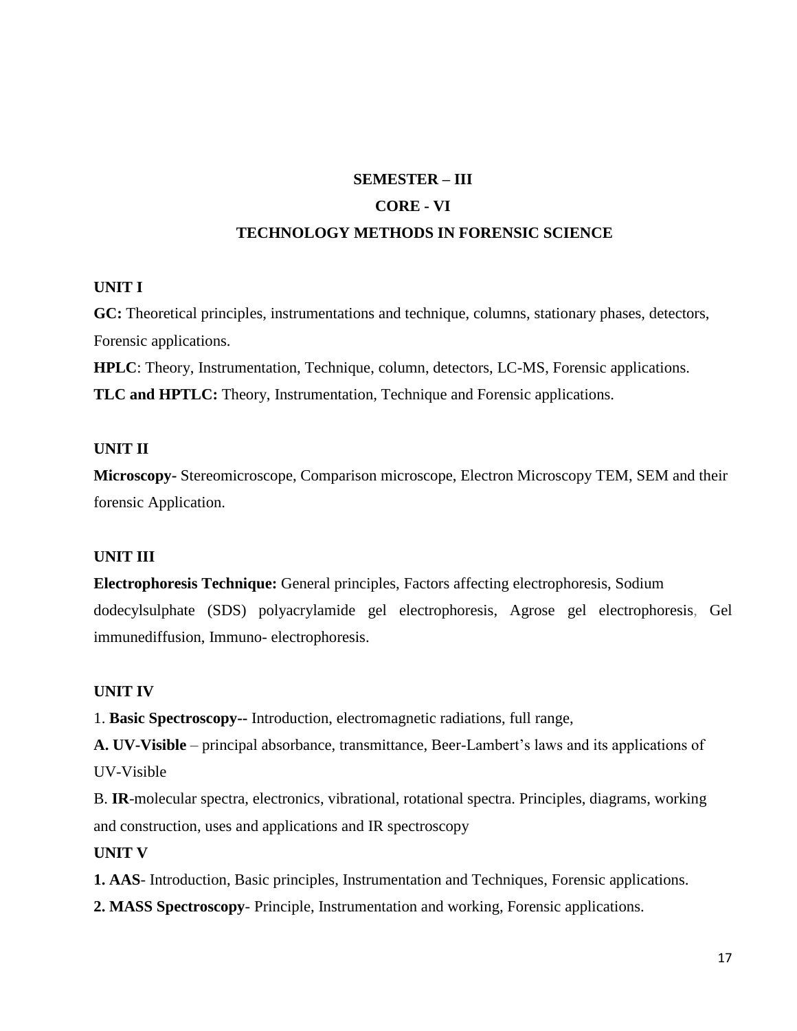# SEMESTER – III

## CORE - VI

## TECHNOLOGY METHODS IN FORENSIC SCIENCE

**UNIT I**

**GC:** Theoretical principles, instrumentations and technique, columns, stationary phases, detectors, Forensic applications.

**HPLC**: Theory, Instrumentation, Technique, column, detectors, LC-MS, Forensic applications.

**TLC and HPTLC:** Theory, Instrumentation, Technique and Forensic applications.

**UNIT II**

**Microscopy-** Stereomicroscope, Comparison microscope, Electron Microscopy TEM, SEM and their forensic Application.

**UNIT III**

**Electrophoresis Technique:** General principles, Factors affecting electrophoresis, Sodium dodecylsulphate (SDS) polyacrylamide gel electrophoresis, Agrose gel electrophoresis, Gel immunediffusion, Immuno- electrophoresis.

**UNIT IV**

1. **Basic Spectroscopy--** Introduction, electromagnetic radiations, full range,

**A. UV-Visible** – principal absorbance, transmittance, Beer-Lambert's laws and its applications of UV-Visible

B. **IR**-molecular spectra, electronics, vibrational, rotational spectra. Principles, diagrams, working and construction, uses and applications and IR spectroscopy

**UNIT V**

**1. AAS**- Introduction, Basic principles, Instrumentation and Techniques, Forensic applications.

**2. MASS Spectroscopy**- Principle, Instrumentation and working, Forensic applications.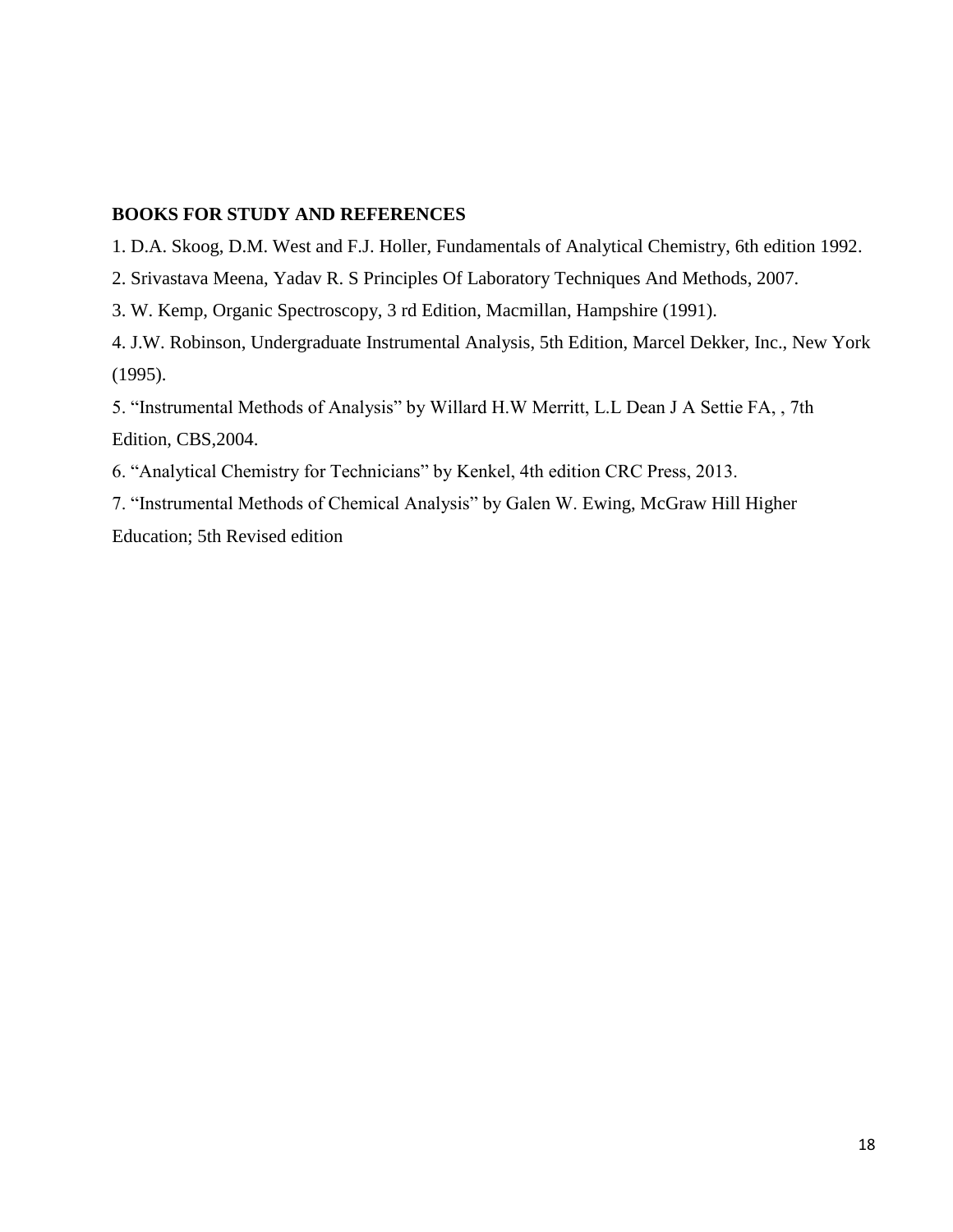**BOOKS FOR STUDY AND REFERENCES**

1. D.A. Skoog, D.M. West and F.J. Holler, Fundamentals of Analytical Chemistry, 6th edition 1992.
2. Srivastava Meena, Yadav R. S Principles Of Laboratory Techniques And Methods, 2007.
3. W. Kemp, Organic Spectroscopy, 3 rd Edition, Macmillan, Hampshire (1991).
4. J.W. Robinson, Undergraduate Instrumental Analysis, 5th Edition, Marcel Dekker, Inc., New York (1995).
5. "Instrumental Methods of Analysis" by Willard H.W Merritt, L.L Dean J A Settie FA, , 7th Edition, CBS,2004.
6. "Analytical Chemistry for Technicians" by Kenkel, 4th edition CRC Press, 2013.
7. "Instrumental Methods of Chemical Analysis" by Galen W. Ewing, McGraw Hill Higher Education; 5th Revised edition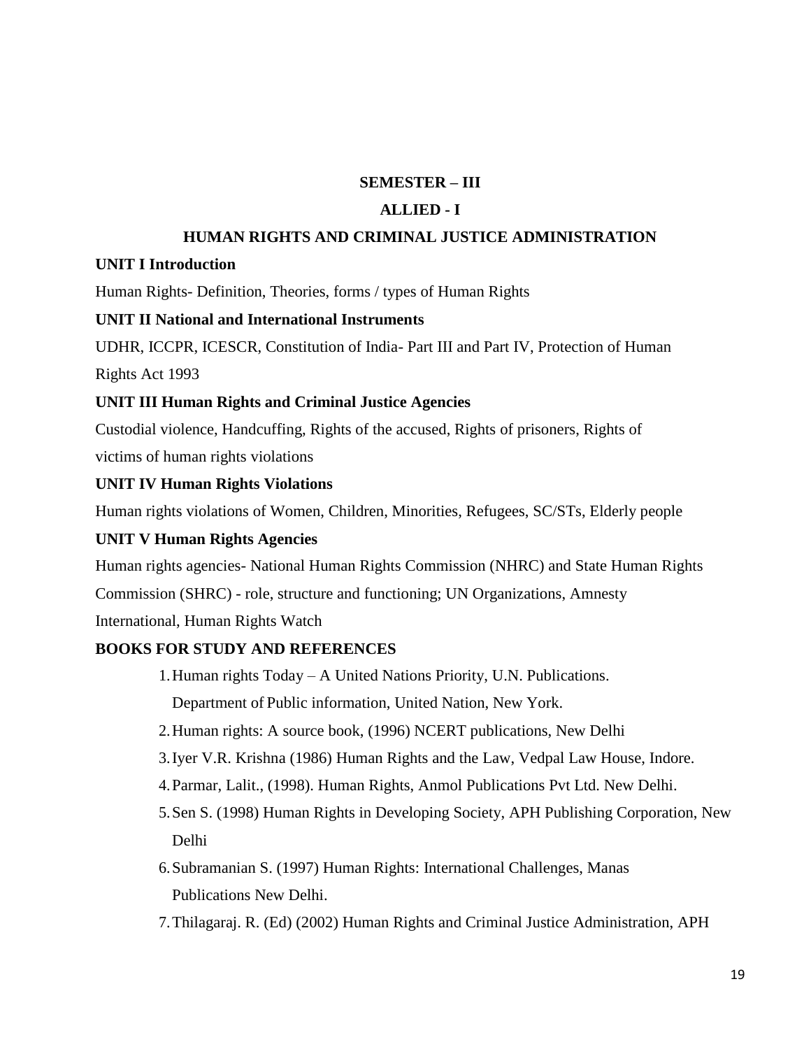## SEMESTER – III

## ALLIED - I

## HUMAN RIGHTS AND CRIMINAL JUSTICE ADMINISTRATION

**UNIT I Introduction**

Human Rights- Definition, Theories, forms / types of Human Rights

**UNIT II National and International Instruments**

UDHR, ICCPR, ICESCR, Constitution of India- Part III and Part IV, Protection of Human Rights Act 1993

**UNIT III Human Rights and Criminal Justice Agencies**

Custodial violence, Handcuffing, Rights of the accused, Rights of prisoners, Rights of victims of human rights violations

**UNIT IV Human Rights Violations**

Human rights violations of Women, Children, Minorities, Refugees, SC/STs, Elderly people

**UNIT V Human Rights Agencies**

Human rights agencies- National Human Rights Commission (NHRC) and State Human Rights Commission (SHRC) - role, structure and functioning; UN Organizations, Amnesty International, Human Rights Watch

**BOOKS FOR STUDY AND REFERENCES**

1. Human rights Today – A United Nations Priority, U.N. Publications. Department of Public information, United Nation, New York.
2. Human rights: A source book, (1996) NCERT publications, New Delhi
3. Iyer V.R. Krishna (1986) Human Rights and the Law, Vedpal Law House, Indore.
4. Parmar, Lalit., (1998). Human Rights, Anmol Publications Pvt Ltd. New Delhi.
5. Sen S. (1998) Human Rights in Developing Society, APH Publishing Corporation, New Delhi
6. Subramanian S. (1997) Human Rights: International Challenges, Manas Publications New Delhi.
7. Thilagaraj. R. (Ed) (2002) Human Rights and Criminal Justice Administration, APH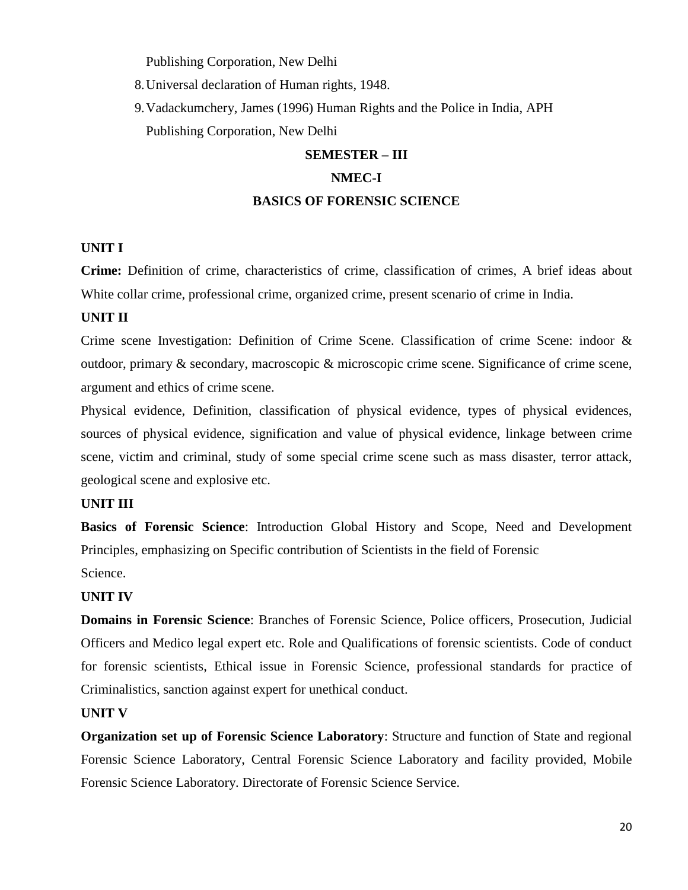Publishing Corporation, New Delhi

8. Universal declaration of Human rights, 1948.
9. Vadackumchery, James (1996) Human Rights and the Police in India, APH Publishing Corporation, New Delhi

## SEMESTER – III

## NMEC-I

## BASICS OF FORENSIC SCIENCE

**UNIT I**

**Crime:** Definition of crime, characteristics of crime, classification of crimes, A brief ideas about White collar crime, professional crime, organized crime, present scenario of crime in India.

**UNIT II**

Crime scene Investigation: Definition of Crime Scene. Classification of crime Scene: indoor & outdoor, primary & secondary, macroscopic & microscopic crime scene. Significance of crime scene, argument and ethics of crime scene.

Physical evidence, Definition, classification of physical evidence, types of physical evidences, sources of physical evidence, signification and value of physical evidence, linkage between crime scene, victim and criminal, study of some special crime scene such as mass disaster, terror attack, geological scene and explosive etc.

**UNIT III**

**Basics of Forensic Science**: Introduction Global History and Scope, Need and Development Principles, emphasizing on Specific contribution of Scientists in the field of Forensic Science.

**UNIT IV**

**Domains in Forensic Science**: Branches of Forensic Science, Police officers, Prosecution, Judicial Officers and Medico legal expert etc. Role and Qualifications of forensic scientists. Code of conduct for forensic scientists, Ethical issue in Forensic Science, professional standards for practice of Criminalistics, sanction against expert for unethical conduct.

**UNIT V**

**Organization set up of Forensic Science Laboratory**: Structure and function of State and regional Forensic Science Laboratory, Central Forensic Science Laboratory and facility provided, Mobile Forensic Science Laboratory. Directorate of Forensic Science Service.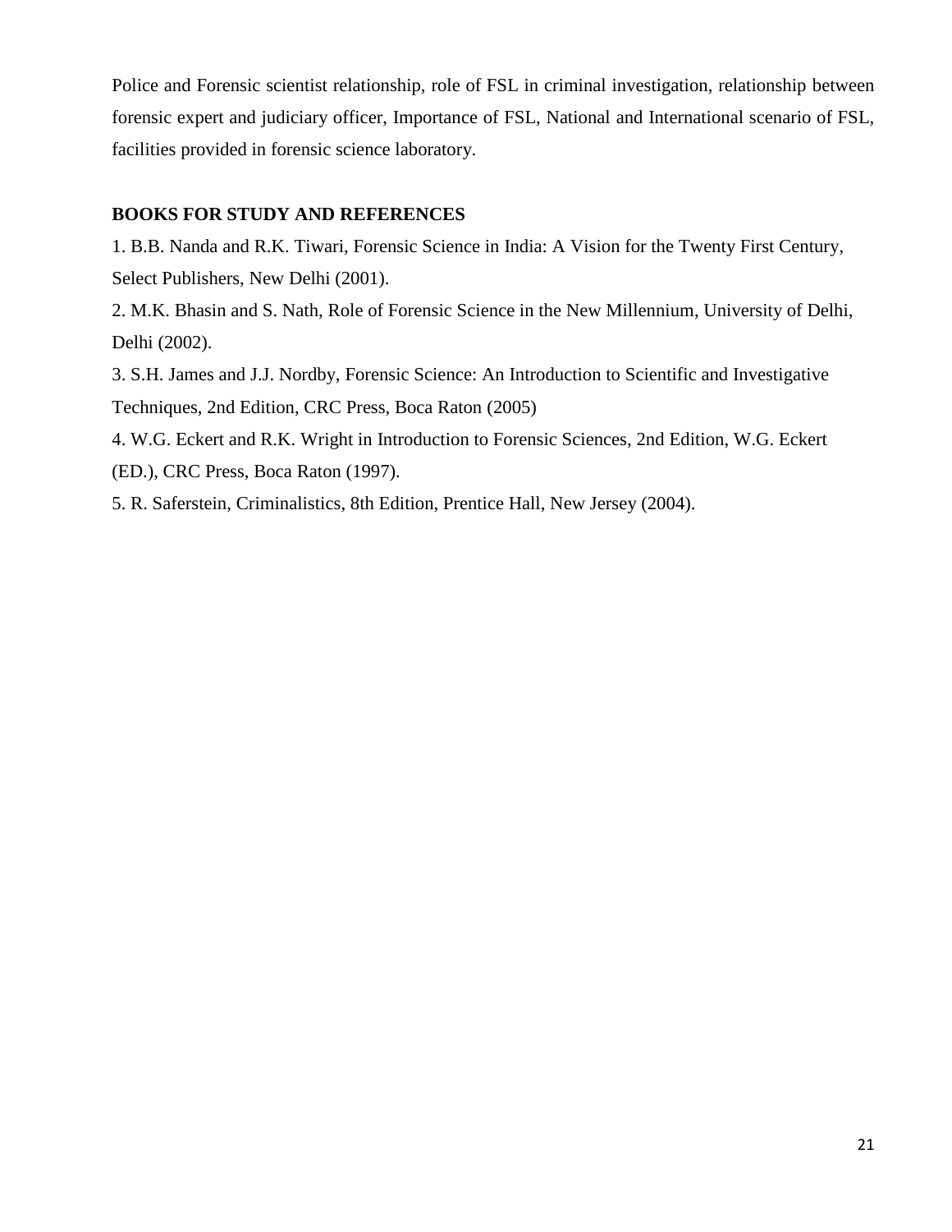Police and Forensic scientist relationship, role of FSL in criminal investigation, relationship between forensic expert and judiciary officer, Importance of FSL, National and International scenario of FSL, facilities provided in forensic science laboratory.

**BOOKS FOR STUDY AND REFERENCES**

1. B.B. Nanda and R.K. Tiwari, Forensic Science in India: A Vision for the Twenty First Century, Select Publishers, New Delhi (2001).
2. M.K. Bhasin and S. Nath, Role of Forensic Science in the New Millennium, University of Delhi, Delhi (2002).
3. S.H. James and J.J. Nordby, Forensic Science: An Introduction to Scientific and Investigative Techniques, 2nd Edition, CRC Press, Boca Raton (2005)
4. W.G. Eckert and R.K. Wright in Introduction to Forensic Sciences, 2nd Edition, W.G. Eckert (ED.), CRC Press, Boca Raton (1997).
5. R. Saferstein, Criminalistics, 8th Edition, Prentice Hall, New Jersey (2004).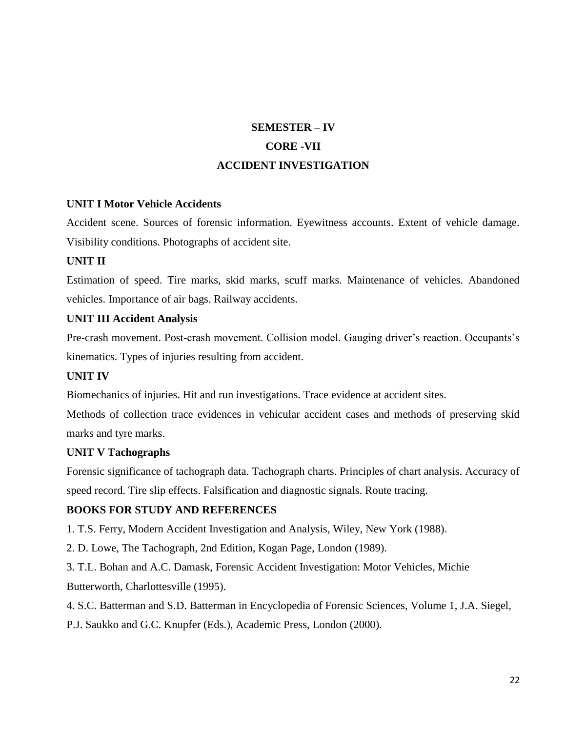# SEMESTER – IV

## CORE -VII

## ACCIDENT INVESTIGATION

**UNIT I Motor Vehicle Accidents**

Accident scene. Sources of forensic information. Eyewitness accounts. Extent of vehicle damage. Visibility conditions. Photographs of accident site.

**UNIT II**

Estimation of speed. Tire marks, skid marks, scuff marks. Maintenance of vehicles. Abandoned vehicles. Importance of air bags. Railway accidents.

**UNIT III Accident Analysis**

Pre-crash movement. Post-crash movement. Collision model. Gauging driver's reaction. Occupants's kinematics. Types of injuries resulting from accident.

**UNIT IV**

Biomechanics of injuries. Hit and run investigations. Trace evidence at accident sites.

Methods of collection trace evidences in vehicular accident cases and methods of preserving skid marks and tyre marks.

**UNIT V Tachographs**

Forensic significance of tachograph data. Tachograph charts. Principles of chart analysis. Accuracy of speed record. Tire slip effects. Falsification and diagnostic signals. Route tracing.

**BOOKS FOR STUDY AND REFERENCES**

1. T.S. Ferry, Modern Accident Investigation and Analysis, Wiley, New York (1988).
2. D. Lowe, The Tachograph, 2nd Edition, Kogan Page, London (1989).
3. T.L. Bohan and A.C. Damask, Forensic Accident Investigation: Motor Vehicles, Michie Butterworth, Charlottesville (1995).
4. S.C. Batterman and S.D. Batterman in Encyclopedia of Forensic Sciences, Volume 1, J.A. Siegel, P.J. Saukko and G.C. Knupfer (Eds.), Academic Press, London (2000).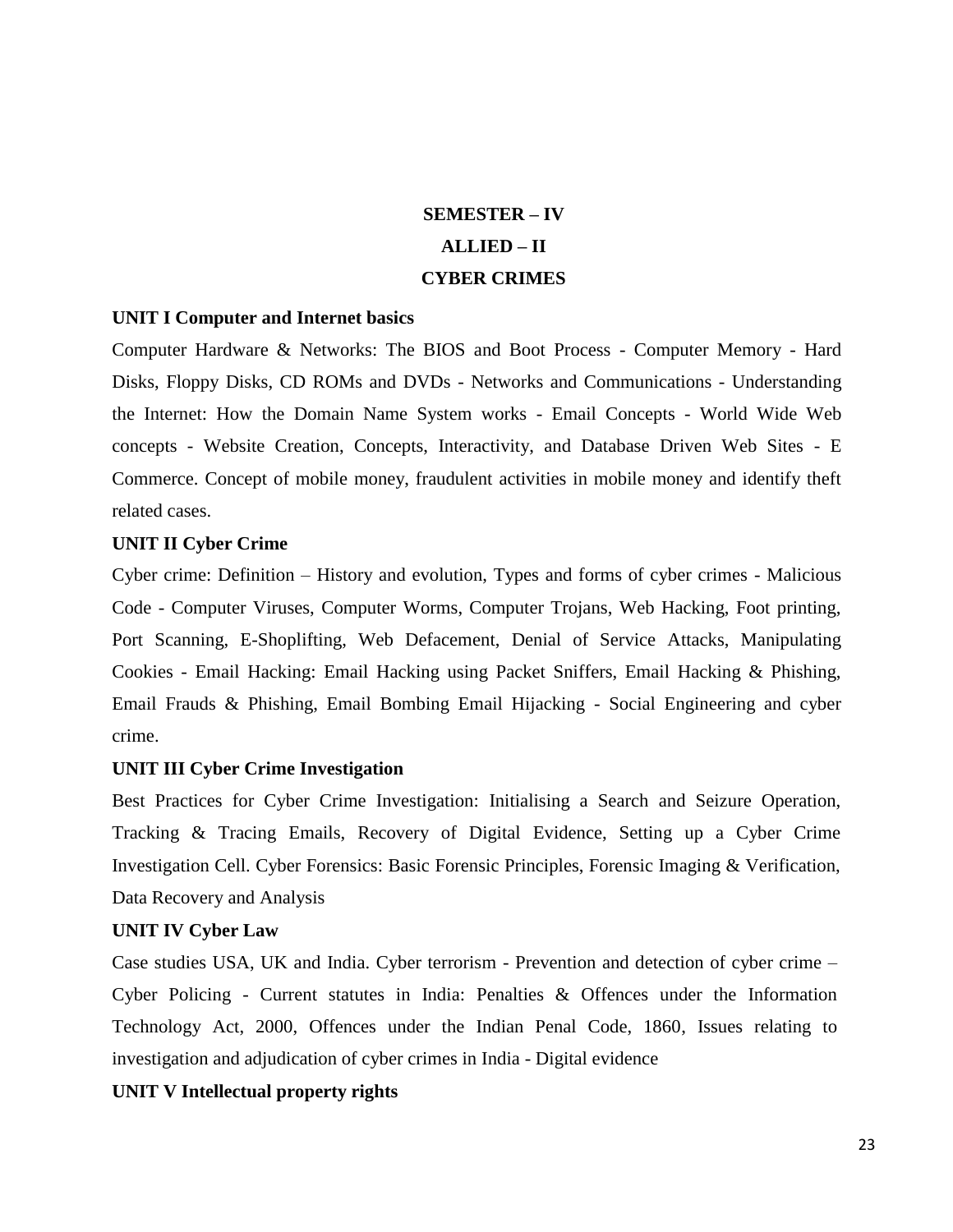## SEMESTER – IV

## ALLIED – II

## CYBER CRIMES

**UNIT I Computer and Internet basics**

Computer Hardware & Networks: The BIOS and Boot Process - Computer Memory - Hard Disks, Floppy Disks, CD ROMs and DVDs - Networks and Communications - Understanding the Internet: How the Domain Name System works - Email Concepts - World Wide Web concepts - Website Creation, Concepts, Interactivity, and Database Driven Web Sites - E Commerce. Concept of mobile money, fraudulent activities in mobile money and identify theft related cases.

**UNIT II Cyber Crime**

Cyber crime: Definition – History and evolution, Types and forms of cyber crimes - Malicious Code - Computer Viruses, Computer Worms, Computer Trojans, Web Hacking, Foot printing, Port Scanning, E-Shoplifting, Web Defacement, Denial of Service Attacks, Manipulating Cookies - Email Hacking: Email Hacking using Packet Sniffers, Email Hacking & Phishing, Email Frauds & Phishing, Email Bombing Email Hijacking - Social Engineering and cyber crime.

**UNIT III Cyber Crime Investigation**

Best Practices for Cyber Crime Investigation: Initialising a Search and Seizure Operation, Tracking & Tracing Emails, Recovery of Digital Evidence, Setting up a Cyber Crime Investigation Cell. Cyber Forensics: Basic Forensic Principles, Forensic Imaging & Verification, Data Recovery and Analysis

**UNIT IV Cyber Law**

Case studies USA, UK and India. Cyber terrorism - Prevention and detection of cyber crime – Cyber Policing - Current statutes in India: Penalties & Offences under the Information Technology Act, 2000, Offences under the Indian Penal Code, 1860, Issues relating to investigation and adjudication of cyber crimes in India - Digital evidence

**UNIT V Intellectual property rights**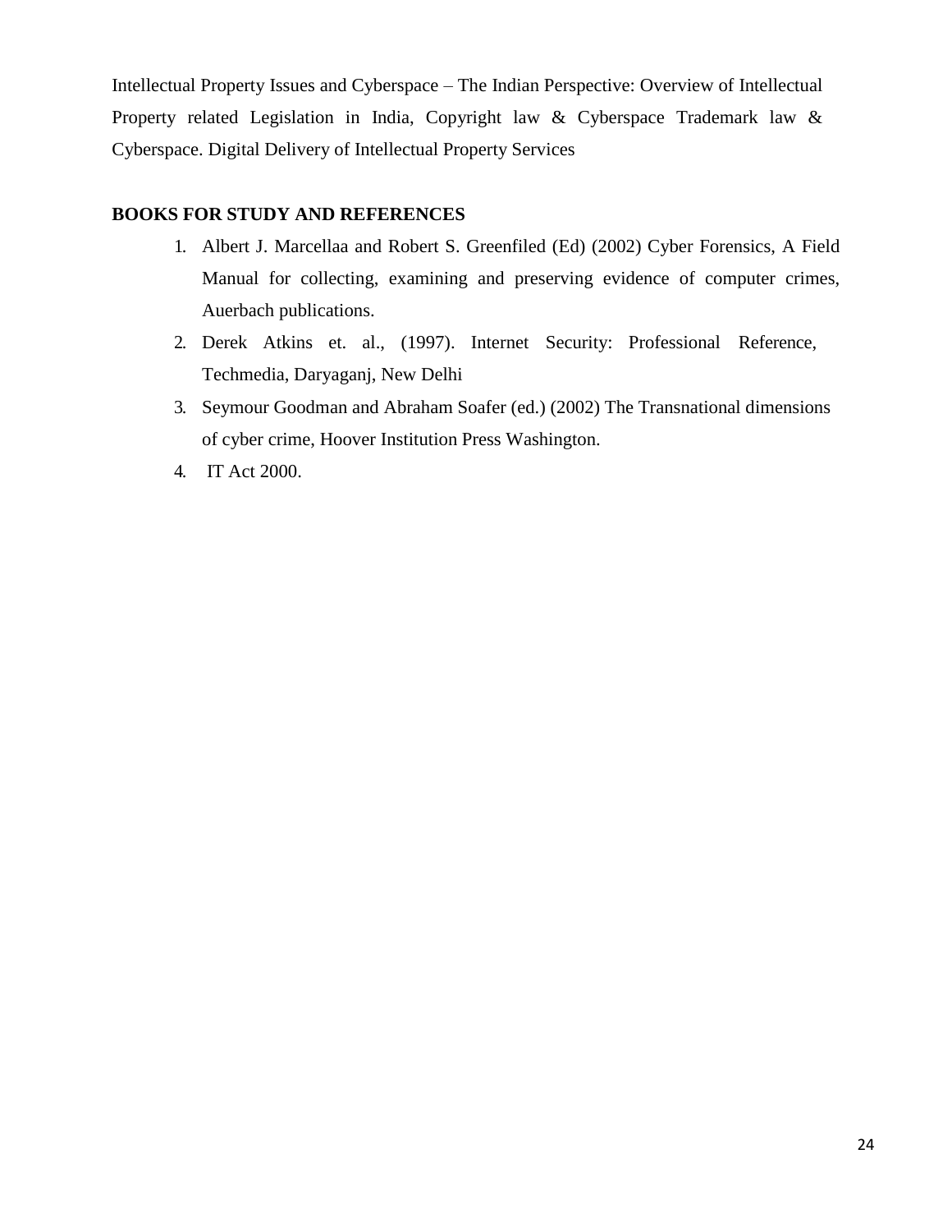Intellectual Property Issues and Cyberspace – The Indian Perspective: Overview of Intellectual Property related Legislation in India, Copyright law & Cyberspace Trademark law & Cyberspace. Digital Delivery of Intellectual Property Services

**BOOKS FOR STUDY AND REFERENCES**

1. Albert J. Marcellaa and Robert S. Greenfiled (Ed) (2002) Cyber Forensics, A Field Manual for collecting, examining and preserving evidence of computer crimes, Auerbach publications.
2. Derek Atkins et. al., (1997). Internet Security: Professional Reference, Techmedia, Daryaganj, New Delhi
3. Seymour Goodman and Abraham Soafer (ed.) (2002) The Transnational dimensions of cyber crime, Hoover Institution Press Washington.
4. IT Act 2000.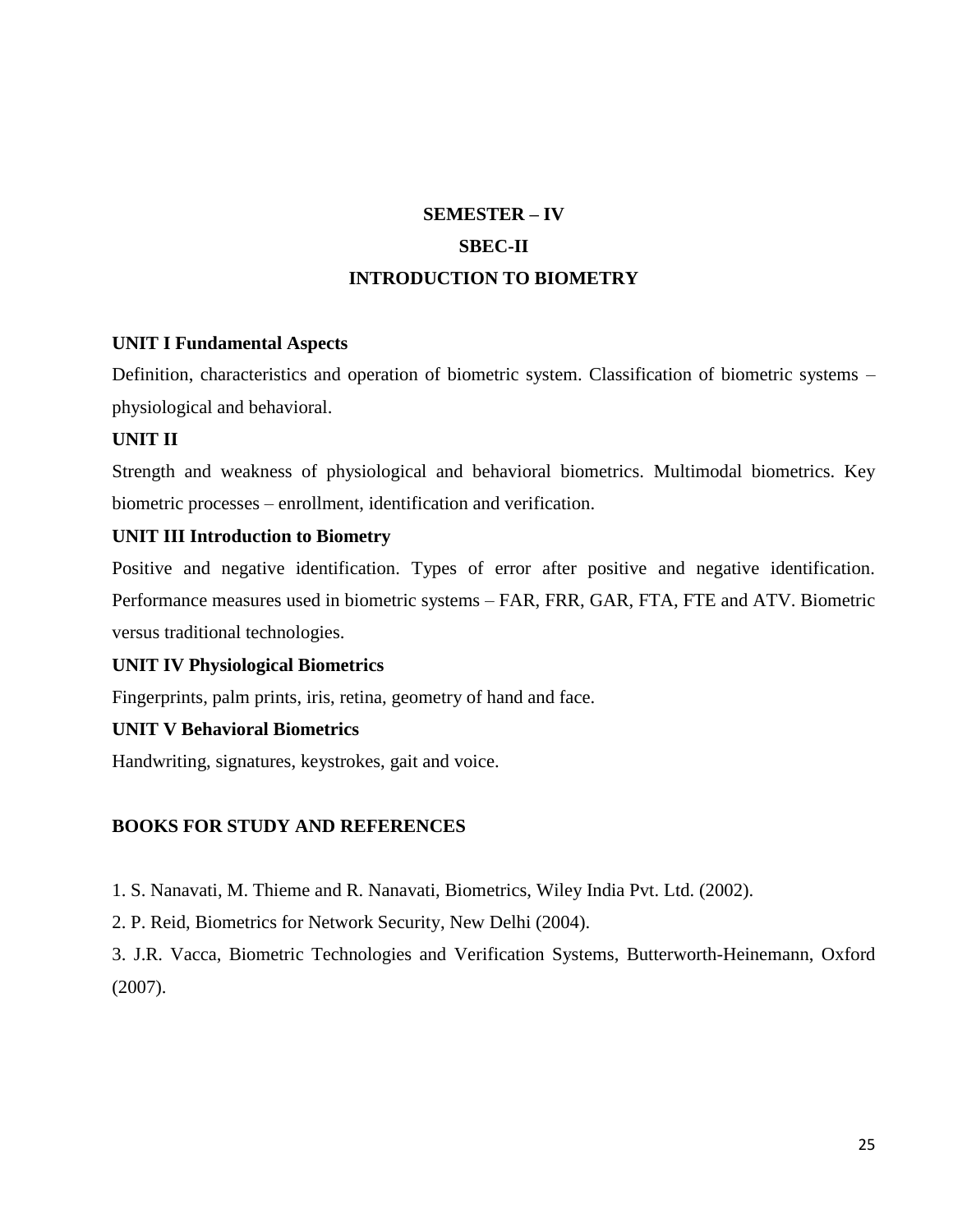## SEMESTER – IV

## SBEC-II

## INTRODUCTION TO BIOMETRY

**UNIT I Fundamental Aspects**

Definition, characteristics and operation of biometric system. Classification of biometric systems – physiological and behavioral.

**UNIT II**

Strength and weakness of physiological and behavioral biometrics. Multimodal biometrics. Key biometric processes – enrollment, identification and verification.

**UNIT III Introduction to Biometry**

Positive and negative identification. Types of error after positive and negative identification. Performance measures used in biometric systems – FAR, FRR, GAR, FTA, FTE and ATV. Biometric versus traditional technologies.

**UNIT IV Physiological Biometrics**

Fingerprints, palm prints, iris, retina, geometry of hand and face.

**UNIT V Behavioral Biometrics**

Handwriting, signatures, keystrokes, gait and voice.

### BOOKS FOR STUDY AND REFERENCES

1. S. Nanavati, M. Thieme and R. Nanavati, Biometrics, Wiley India Pvt. Ltd. (2002).
2. P. Reid, Biometrics for Network Security, New Delhi (2004).
3. J.R. Vacca, Biometric Technologies and Verification Systems, Butterworth-Heinemann, Oxford (2007).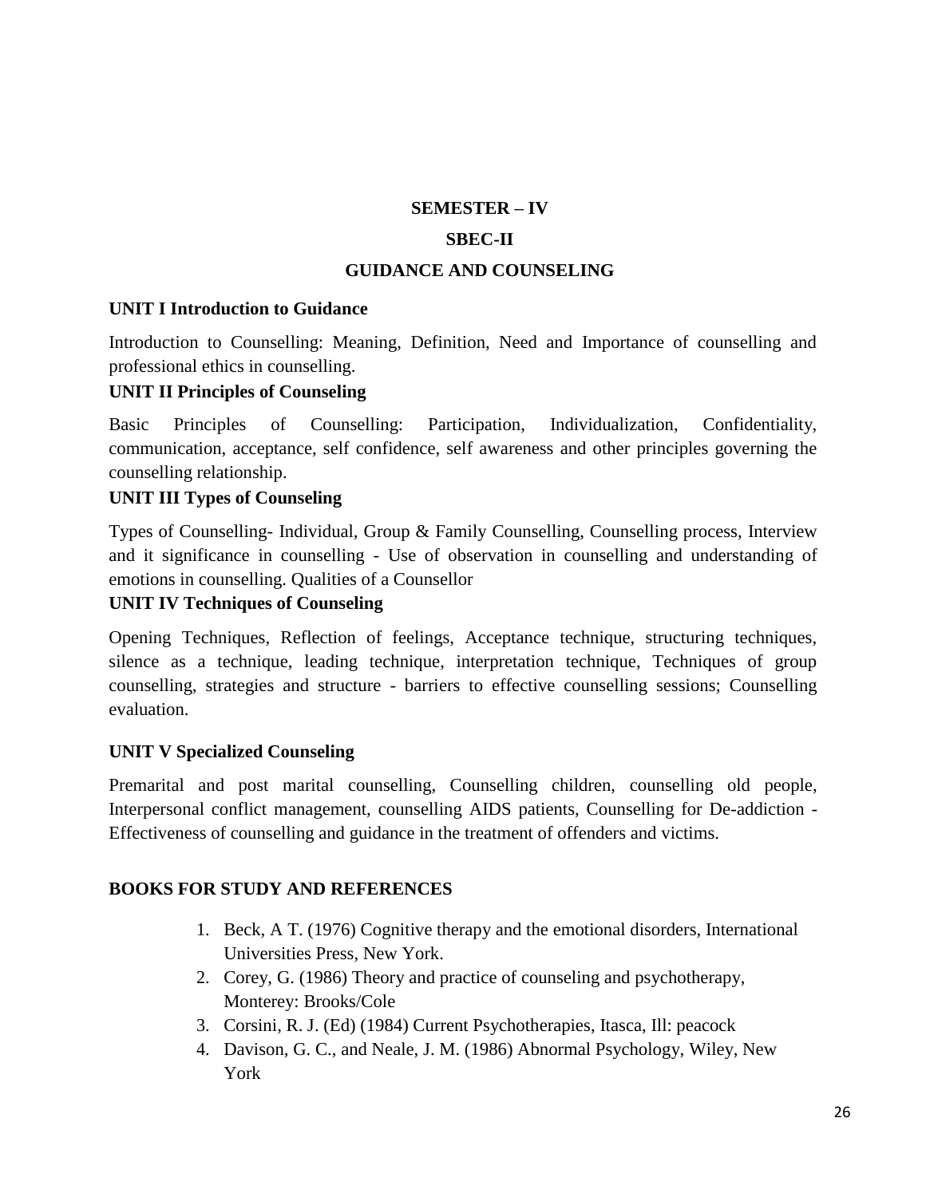**SEMESTER – IV**

**SBEC-II**

# GUIDANCE AND COUNSELING

### UNIT I Introduction to Guidance

Introduction to Counselling: Meaning, Definition, Need and Importance of counselling and professional ethics in counselling.

### UNIT II Principles of Counseling

Basic Principles of Counselling: Participation, Individualization, Confidentiality, communication, acceptance, self confidence, self awareness and other principles governing the counselling relationship.

### UNIT III Types of Counseling

Types of Counselling- Individual, Group & Family Counselling, Counselling process, Interview and it significance in counselling - Use of observation in counselling and understanding of emotions in counselling. Qualities of a Counsellor

### UNIT IV Techniques of Counseling

Opening Techniques, Reflection of feelings, Acceptance technique, structuring techniques, silence as a technique, leading technique, interpretation technique, Techniques of group counselling, strategies and structure - barriers to effective counselling sessions; Counselling evaluation.

### UNIT V Specialized Counseling

Premarital and post marital counselling, Counselling children, counselling old people, Interpersonal conflict management, counselling AIDS patients, Counselling for De-addiction - Effectiveness of counselling and guidance in the treatment of offenders and victims.

### BOOKS FOR STUDY AND REFERENCES

1. Beck, A T. (1976) Cognitive therapy and the emotional disorders, International Universities Press, New York.
2. Corey, G. (1986) Theory and practice of counseling and psychotherapy, Monterey: Brooks/Cole
3. Corsini, R. J. (Ed) (1984) Current Psychotherapies, Itasca, Ill: peacock
4. Davison, G. C., and Neale, J. M. (1986) Abnormal Psychology, Wiley, New York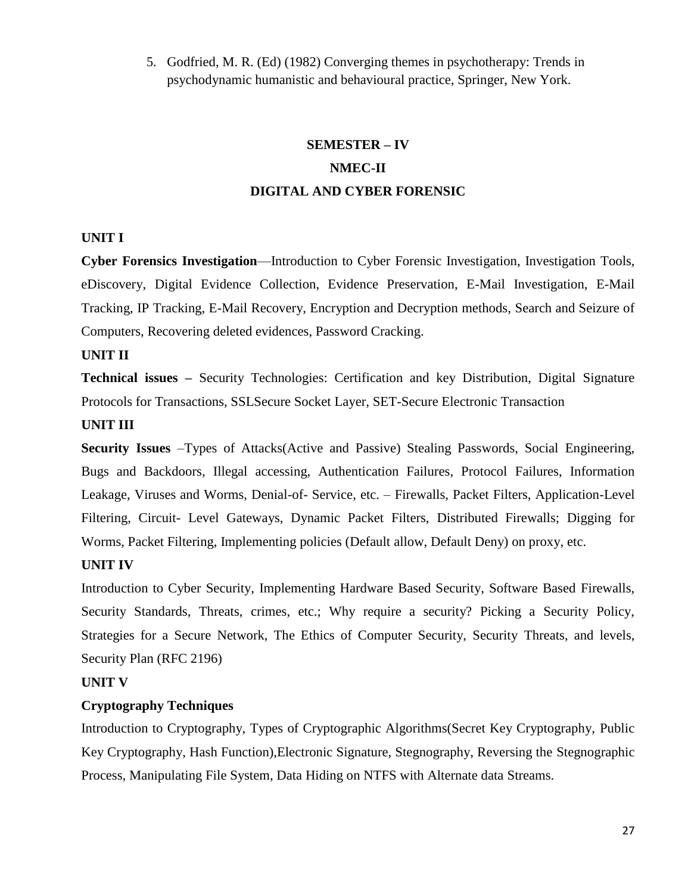5. Godfried, M. R. (Ed) (1982) Converging themes in psychotherapy: Trends in psychodynamic humanistic and behavioural practice, Springer, New York.

## SEMESTER – IV

## NMEC-II

## DIGITAL AND CYBER FORENSIC

### UNIT I

**Cyber Forensics Investigation**—Introduction to Cyber Forensic Investigation, Investigation Tools, eDiscovery, Digital Evidence Collection, Evidence Preservation, E-Mail Investigation, E-Mail Tracking, IP Tracking, E-Mail Recovery, Encryption and Decryption methods, Search and Seizure of Computers, Recovering deleted evidences, Password Cracking.

### UNIT II

**Technical issues –** Security Technologies: Certification and key Distribution, Digital Signature Protocols for Transactions, SSLSecure Socket Layer, SET-Secure Electronic Transaction

### UNIT III

**Security Issues** –Types of Attacks(Active and Passive) Stealing Passwords, Social Engineering, Bugs and Backdoors, Illegal accessing, Authentication Failures, Protocol Failures, Information Leakage, Viruses and Worms, Denial-of- Service, etc. – Firewalls, Packet Filters, Application-Level Filtering, Circuit- Level Gateways, Dynamic Packet Filters, Distributed Firewalls; Digging for Worms, Packet Filtering, Implementing policies (Default allow, Default Deny) on proxy, etc.

### UNIT IV

Introduction to Cyber Security, Implementing Hardware Based Security, Software Based Firewalls, Security Standards, Threats, crimes, etc.; Why require a security? Picking a Security Policy, Strategies for a Secure Network, The Ethics of Computer Security, Security Threats, and levels, Security Plan (RFC 2196)

### UNIT V

**Cryptography Techniques**

Introduction to Cryptography, Types of Cryptographic Algorithms(Secret Key Cryptography, Public Key Cryptography, Hash Function),Electronic Signature, Stegnography, Reversing the Stegnographic Process, Manipulating File System, Data Hiding on NTFS with Alternate data Streams.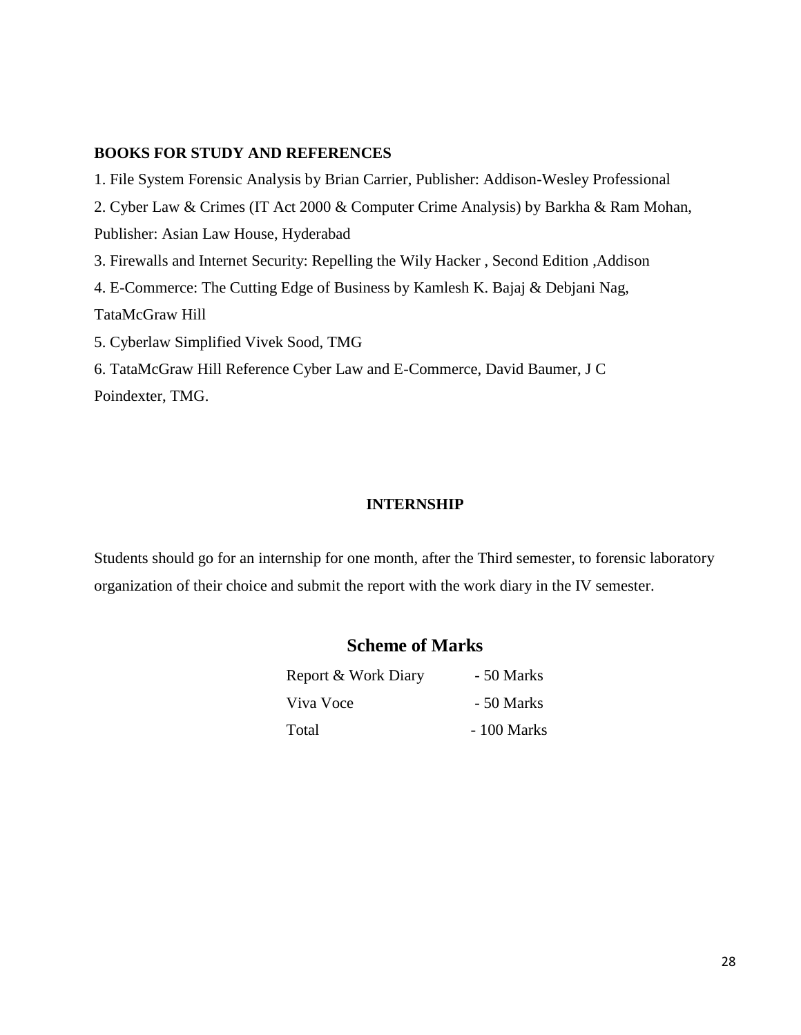**BOOKS FOR STUDY AND REFERENCES**

1. File System Forensic Analysis by Brian Carrier, Publisher: Addison-Wesley Professional
2. Cyber Law & Crimes (IT Act 2000 & Computer Crime Analysis) by Barkha & Ram Mohan, Publisher: Asian Law House, Hyderabad
3. Firewalls and Internet Security: Repelling the Wily Hacker , Second Edition ,Addison
4. E-Commerce: The Cutting Edge of Business by Kamlesh K. Bajaj & Debjani Nag, TataMcGraw Hill
5. Cyberlaw Simplified Vivek Sood, TMG
6. TataMcGraw Hill Reference Cyber Law and E-Commerce, David Baumer, J C Poindexter, TMG.

## INTERNSHIP

Students should go for an internship for one month, after the Third semester, to forensic laboratory organization of their choice and submit the report with the work diary in the IV semester.

### Scheme of Marks

| | |
|---|---|
| Report & Work Diary | - 50 Marks |
| Viva Voce | - 50 Marks |
| Total | - 100 Marks |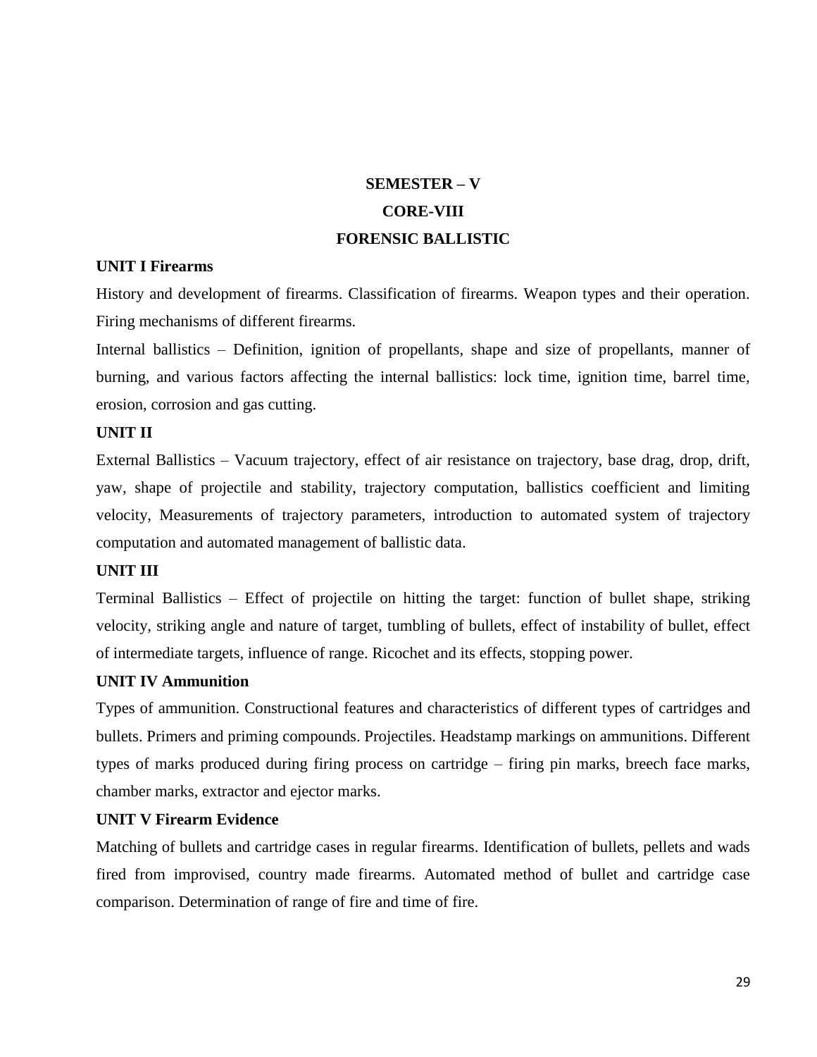# SEMESTER – V

## CORE-VIII

## FORENSIC BALLISTIC

### UNIT I Firearms

History and development of firearms. Classification of firearms. Weapon types and their operation. Firing mechanisms of different firearms.

Internal ballistics – Definition, ignition of propellants, shape and size of propellants, manner of burning, and various factors affecting the internal ballistics: lock time, ignition time, barrel time, erosion, corrosion and gas cutting.

### UNIT II

External Ballistics – Vacuum trajectory, effect of air resistance on trajectory, base drag, drop, drift, yaw, shape of projectile and stability, trajectory computation, ballistics coefficient and limiting velocity, Measurements of trajectory parameters, introduction to automated system of trajectory computation and automated management of ballistic data.

### UNIT III

Terminal Ballistics – Effect of projectile on hitting the target: function of bullet shape, striking velocity, striking angle and nature of target, tumbling of bullets, effect of instability of bullet, effect of intermediate targets, influence of range. Ricochet and its effects, stopping power.

### UNIT IV Ammunition

Types of ammunition. Constructional features and characteristics of different types of cartridges and bullets. Primers and priming compounds. Projectiles. Headstamp markings on ammunitions. Different types of marks produced during firing process on cartridge – firing pin marks, breech face marks, chamber marks, extractor and ejector marks.

### UNIT V Firearm Evidence

Matching of bullets and cartridge cases in regular firearms. Identification of bullets, pellets and wads fired from improvised, country made firearms. Automated method of bullet and cartridge case comparison. Determination of range of fire and time of fire.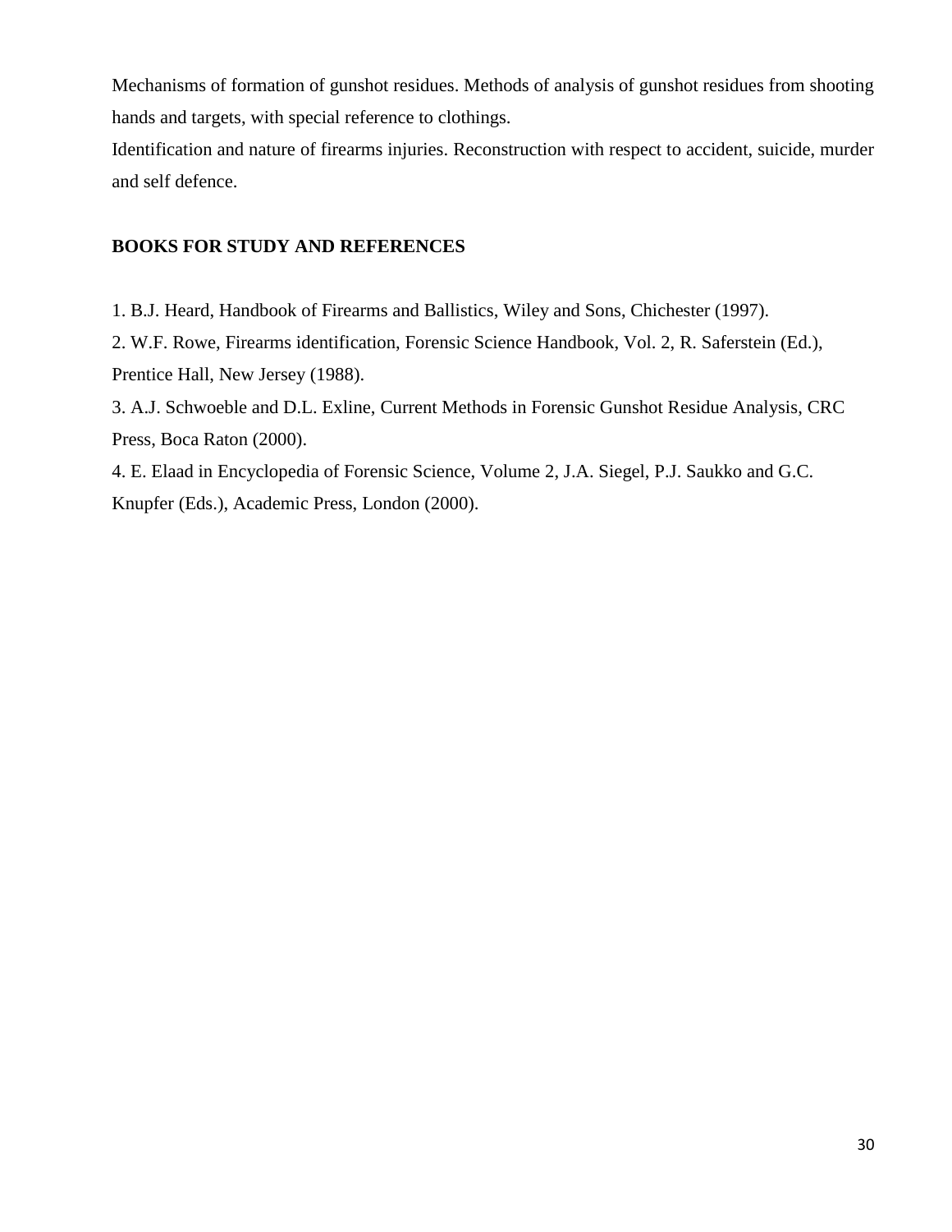Mechanisms of formation of gunshot residues. Methods of analysis of gunshot residues from shooting hands and targets, with special reference to clothings.

Identification and nature of firearms injuries. Reconstruction with respect to accident, suicide, murder and self defence.

**BOOKS FOR STUDY AND REFERENCES**

1. B.J. Heard, Handbook of Firearms and Ballistics, Wiley and Sons, Chichester (1997).
2. W.F. Rowe, Firearms identification, Forensic Science Handbook, Vol. 2, R. Saferstein (Ed.), Prentice Hall, New Jersey (1988).
3. A.J. Schwoeble and D.L. Exline, Current Methods in Forensic Gunshot Residue Analysis, CRC Press, Boca Raton (2000).
4. E. Elaad in Encyclopedia of Forensic Science, Volume 2, J.A. Siegel, P.J. Saukko and G.C. Knupfer (Eds.), Academic Press, London (2000).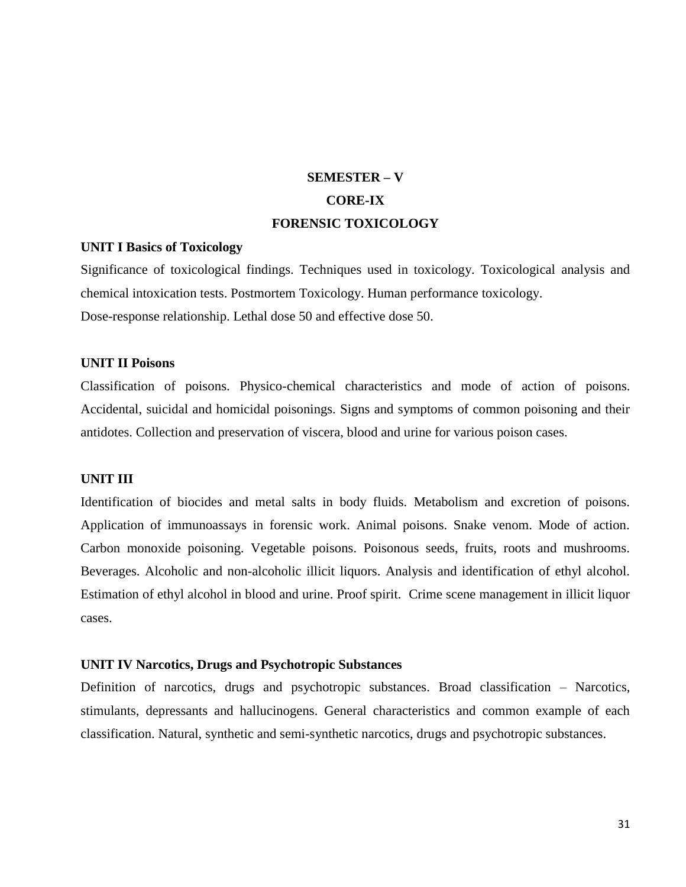# SEMESTER – V

## CORE-IX

## FORENSIC TOXICOLOGY

**UNIT I Basics of Toxicology**

Significance of toxicological findings. Techniques used in toxicology. Toxicological analysis and chemical intoxication tests. Postmortem Toxicology. Human performance toxicology.
Dose-response relationship. Lethal dose 50 and effective dose 50.

**UNIT II Poisons**

Classification of poisons. Physico-chemical characteristics and mode of action of poisons. Accidental, suicidal and homicidal poisonings. Signs and symptoms of common poisoning and their antidotes. Collection and preservation of viscera, blood and urine for various poison cases.

**UNIT III**

Identification of biocides and metal salts in body fluids. Metabolism and excretion of poisons. Application of immunoassays in forensic work. Animal poisons. Snake venom. Mode of action. Carbon monoxide poisoning. Vegetable poisons. Poisonous seeds, fruits, roots and mushrooms. Beverages. Alcoholic and non-alcoholic illicit liquors. Analysis and identification of ethyl alcohol. Estimation of ethyl alcohol in blood and urine. Proof spirit. Crime scene management in illicit liquor cases.

**UNIT IV Narcotics, Drugs and Psychotropic Substances**

Definition of narcotics, drugs and psychotropic substances. Broad classification – Narcotics, stimulants, depressants and hallucinogens. General characteristics and common example of each classification. Natural, synthetic and semi-synthetic narcotics, drugs and psychotropic substances.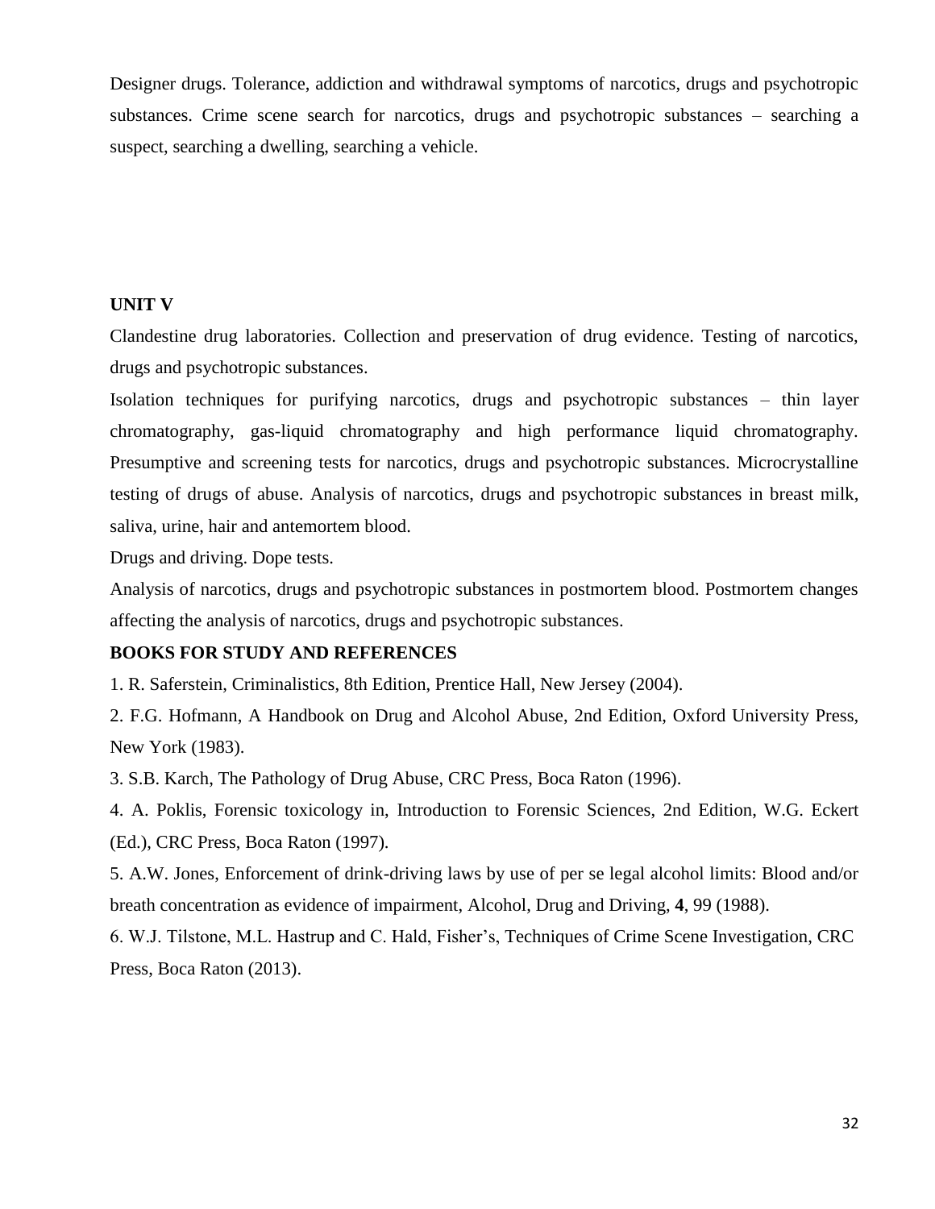Designer drugs. Tolerance, addiction and withdrawal symptoms of narcotics, drugs and psychotropic substances. Crime scene search for narcotics, drugs and psychotropic substances – searching a suspect, searching a dwelling, searching a vehicle.

**UNIT V**

Clandestine drug laboratories. Collection and preservation of drug evidence. Testing of narcotics, drugs and psychotropic substances.

Isolation techniques for purifying narcotics, drugs and psychotropic substances – thin layer chromatography, gas-liquid chromatography and high performance liquid chromatography. Presumptive and screening tests for narcotics, drugs and psychotropic substances. Microcrystalline testing of drugs of abuse. Analysis of narcotics, drugs and psychotropic substances in breast milk, saliva, urine, hair and antemortem blood.

Drugs and driving. Dope tests.

Analysis of narcotics, drugs and psychotropic substances in postmortem blood. Postmortem changes affecting the analysis of narcotics, drugs and psychotropic substances.

**BOOKS FOR STUDY AND REFERENCES**

1. R. Saferstein, Criminalistics, 8th Edition, Prentice Hall, New Jersey (2004).
2. F.G. Hofmann, A Handbook on Drug and Alcohol Abuse, 2nd Edition, Oxford University Press, New York (1983).
3. S.B. Karch, The Pathology of Drug Abuse, CRC Press, Boca Raton (1996).
4. A. Poklis, Forensic toxicology in, Introduction to Forensic Sciences, 2nd Edition, W.G. Eckert (Ed.), CRC Press, Boca Raton (1997).
5. A.W. Jones, Enforcement of drink-driving laws by use of per se legal alcohol limits: Blood and/or breath concentration as evidence of impairment, Alcohol, Drug and Driving, **4**, 99 (1988).
6. W.J. Tilstone, M.L. Hastrup and C. Hald, Fisher's, Techniques of Crime Scene Investigation, CRC Press, Boca Raton (2013).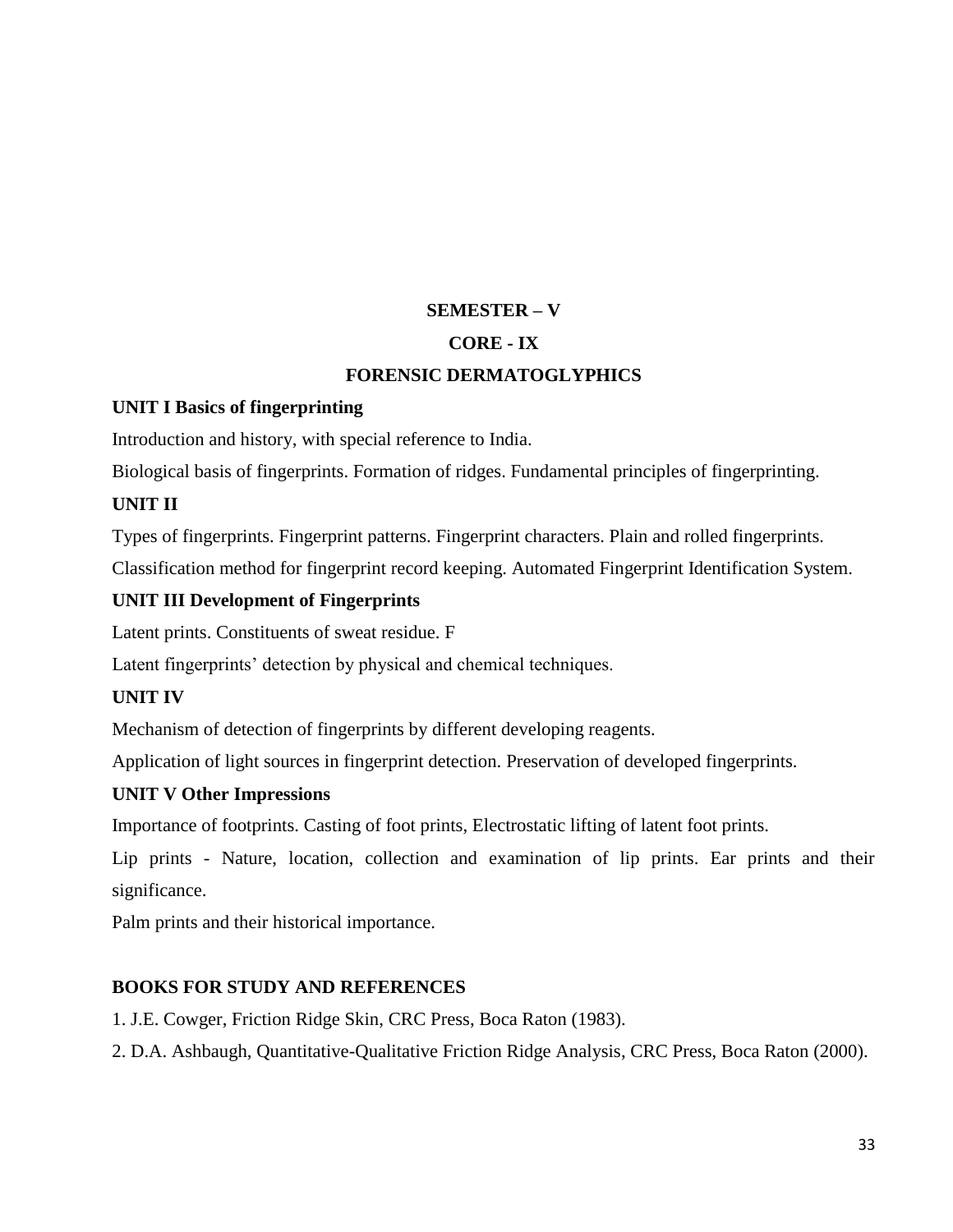# SEMESTER – V

## CORE - IX

## FORENSIC DERMATOGLYPHICS

### UNIT I Basics of fingerprinting

Introduction and history, with special reference to India.

Biological basis of fingerprints. Formation of ridges. Fundamental principles of fingerprinting.

### UNIT II

Types of fingerprints. Fingerprint patterns. Fingerprint characters. Plain and rolled fingerprints.

Classification method for fingerprint record keeping. Automated Fingerprint Identification System.

### UNIT III Development of Fingerprints

Latent prints. Constituents of sweat residue. F

Latent fingerprints' detection by physical and chemical techniques.

### UNIT IV

Mechanism of detection of fingerprints by different developing reagents.

Application of light sources in fingerprint detection. Preservation of developed fingerprints.

### UNIT V Other Impressions

Importance of footprints. Casting of foot prints, Electrostatic lifting of latent foot prints.

Lip prints - Nature, location, collection and examination of lip prints. Ear prints and their significance.

Palm prints and their historical importance.

### BOOKS FOR STUDY AND REFERENCES

1. J.E. Cowger, Friction Ridge Skin, CRC Press, Boca Raton (1983).
2. D.A. Ashbaugh, Quantitative-Qualitative Friction Ridge Analysis, CRC Press, Boca Raton (2000).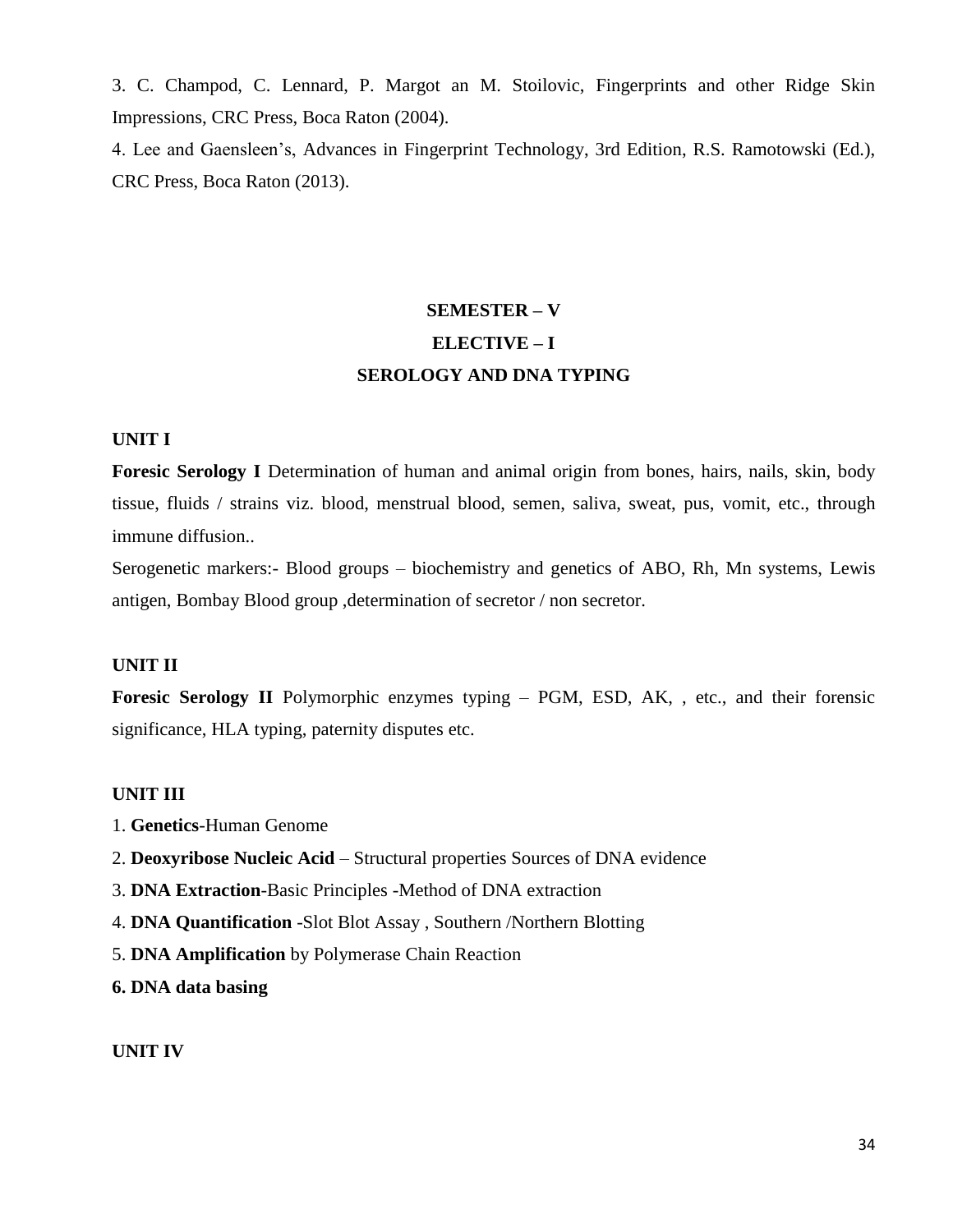3. C. Champod, C. Lennard, P. Margot an M. Stoilovic, Fingerprints and other Ridge Skin Impressions, CRC Press, Boca Raton (2004).

4. Lee and Gaensleen's, Advances in Fingerprint Technology, 3rd Edition, R.S. Ramotowski (Ed.), CRC Press, Boca Raton (2013).

## SEMESTER – V

## ELECTIVE – I

## SEROLOGY AND DNA TYPING

**UNIT I**

**Foresic Serology I** Determination of human and animal origin from bones, hairs, nails, skin, body tissue, fluids / strains viz. blood, menstrual blood, semen, saliva, sweat, pus, vomit, etc., through immune diffusion..

Serogenetic markers:- Blood groups – biochemistry and genetics of ABO, Rh, Mn systems, Lewis antigen, Bombay Blood group ,determination of secretor / non secretor.

**UNIT II**

**Foresic Serology II** Polymorphic enzymes typing – PGM, ESD, AK, , etc., and their forensic significance, HLA typing, paternity disputes etc.

**UNIT III**

1. **Genetics**-Human Genome
2. **Deoxyribose Nucleic Acid** – Structural properties Sources of DNA evidence
3. **DNA Extraction**-Basic Principles -Method of DNA extraction
4. **DNA Quantification** -Slot Blot Assay , Southern /Northern Blotting
5. **DNA Amplification** by Polymerase Chain Reaction
6. **DNA data basing**

**UNIT IV**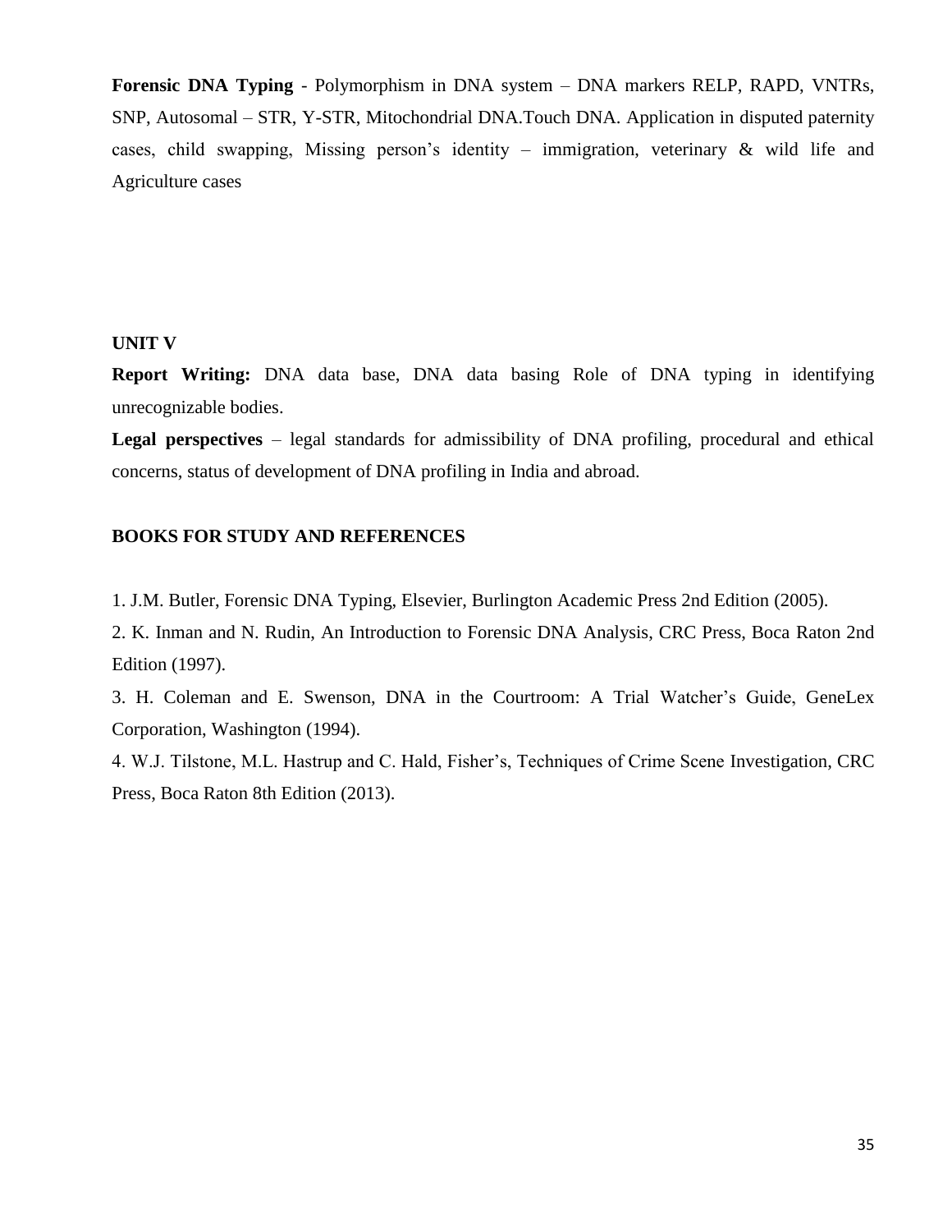**Forensic DNA Typing** - Polymorphism in DNA system – DNA markers RELP, RAPD, VNTRs, SNP, Autosomal – STR, Y-STR, Mitochondrial DNA.Touch DNA. Application in disputed paternity cases, child swapping, Missing person's identity – immigration, veterinary & wild life and Agriculture cases

## UNIT V

**Report Writing:** DNA data base, DNA data basing Role of DNA typing in identifying unrecognizable bodies.

**Legal perspectives** – legal standards for admissibility of DNA profiling, procedural and ethical concerns, status of development of DNA profiling in India and abroad.

## BOOKS FOR STUDY AND REFERENCES

1. J.M. Butler, Forensic DNA Typing, Elsevier, Burlington Academic Press 2nd Edition (2005).
2. K. Inman and N. Rudin, An Introduction to Forensic DNA Analysis, CRC Press, Boca Raton 2nd Edition (1997).
3. H. Coleman and E. Swenson, DNA in the Courtroom: A Trial Watcher's Guide, GeneLex Corporation, Washington (1994).
4. W.J. Tilstone, M.L. Hastrup and C. Hald, Fisher's, Techniques of Crime Scene Investigation, CRC Press, Boca Raton 8th Edition (2013).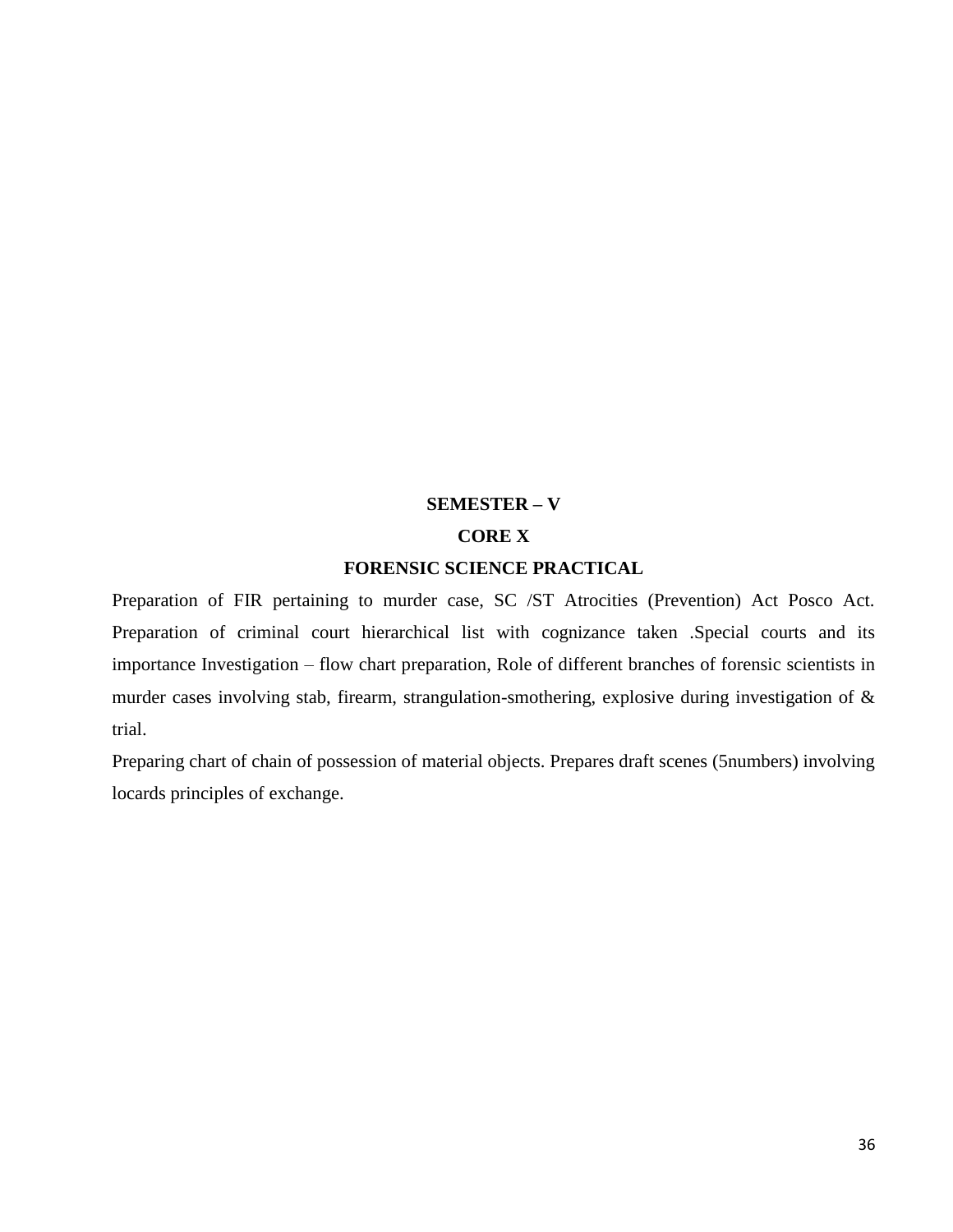**SEMESTER – V**

**CORE X**

**FORENSIC SCIENCE PRACTICAL**

Preparation of FIR pertaining to murder case, SC /ST Atrocities (Prevention) Act Posco Act. Preparation of criminal court hierarchical list with cognizance taken .Special courts and its importance Investigation – flow chart preparation, Role of different branches of forensic scientists in murder cases involving stab, firearm, strangulation-smothering, explosive during investigation of & trial.

Preparing chart of chain of possession of material objects. Prepares draft scenes (5numbers) involving locards principles of exchange.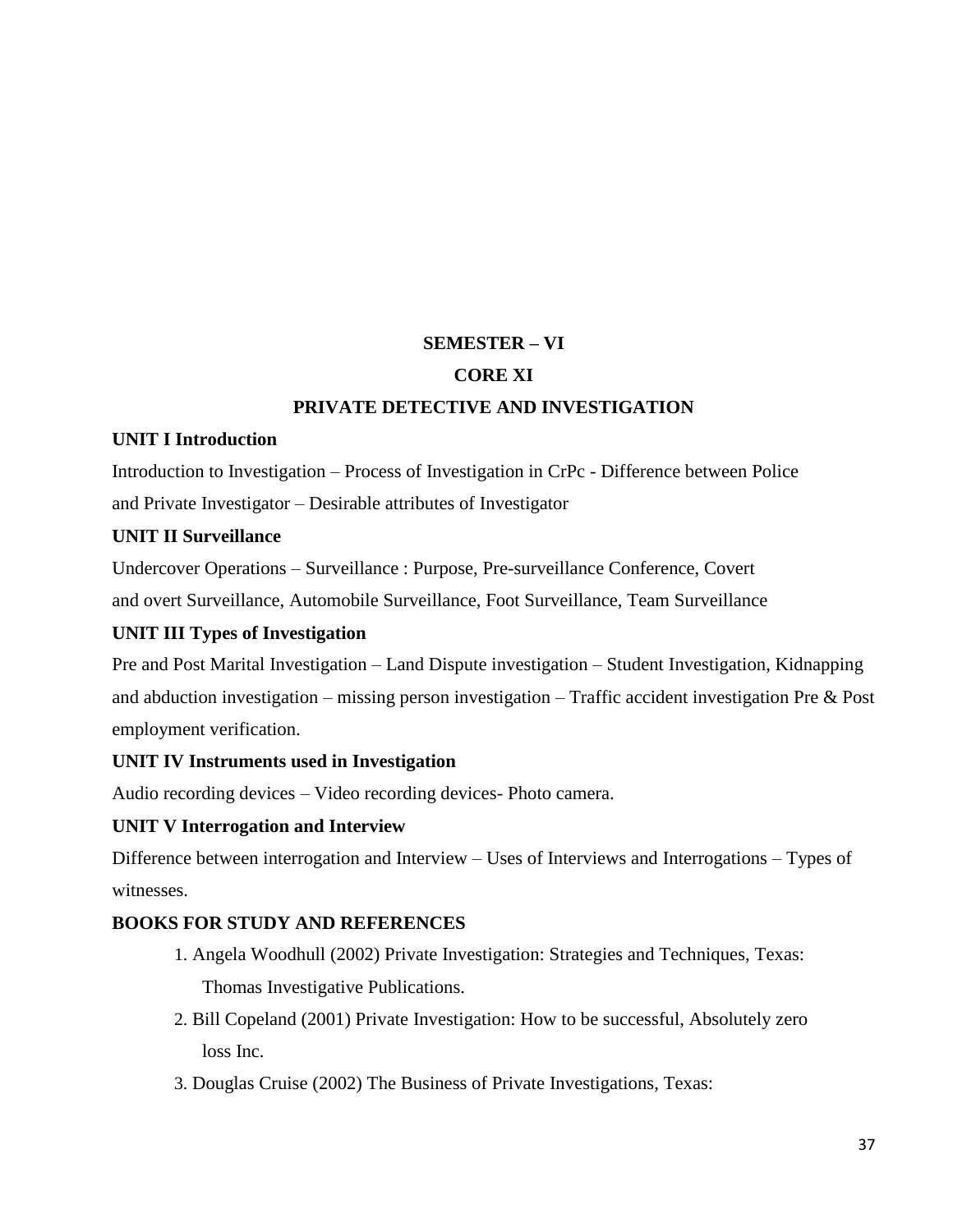**SEMESTER – VI**

**CORE XI**

**PRIVATE DETECTIVE AND INVESTIGATION**

**UNIT I Introduction**

Introduction to Investigation – Process of Investigation in CrPc - Difference between Police and Private Investigator – Desirable attributes of Investigator

**UNIT II Surveillance**

Undercover Operations – Surveillance : Purpose, Pre-surveillance Conference, Covert and overt Surveillance, Automobile Surveillance, Foot Surveillance, Team Surveillance

**UNIT III Types of Investigation**

Pre and Post Marital Investigation – Land Dispute investigation – Student Investigation, Kidnapping and abduction investigation – missing person investigation – Traffic accident investigation Pre & Post employment verification.

**UNIT IV Instruments used in Investigation**

Audio recording devices – Video recording devices- Photo camera.

**UNIT V Interrogation and Interview**

Difference between interrogation and Interview – Uses of Interviews and Interrogations – Types of witnesses.

**BOOKS FOR STUDY AND REFERENCES**

1. Angela Woodhull (2002) Private Investigation: Strategies and Techniques, Texas: Thomas Investigative Publications.
2. Bill Copeland (2001) Private Investigation: How to be successful, Absolutely zero loss Inc.
3. Douglas Cruise (2002) The Business of Private Investigations, Texas: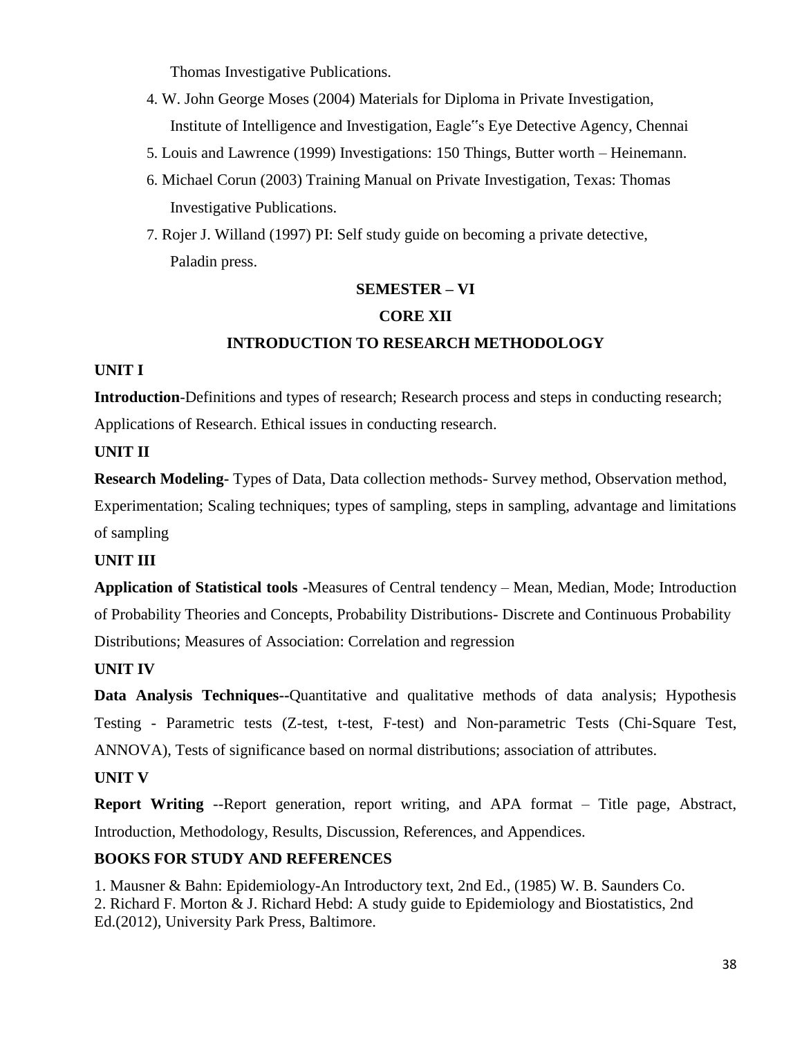Thomas Investigative Publications.

4. W. John George Moses (2004) Materials for Diploma in Private Investigation, Institute of Intelligence and Investigation, Eagle‟s Eye Detective Agency, Chennai
5. Louis and Lawrence (1999) Investigations: 150 Things, Butter worth – Heinemann.
6. Michael Corun (2003) Training Manual on Private Investigation, Texas: Thomas Investigative Publications.
7. Rojer J. Willand (1997) PI: Self study guide on becoming a private detective, Paladin press.

## SEMESTER – VI

## CORE XII

## INTRODUCTION TO RESEARCH METHODOLOGY

**UNIT I**

**Introduction**-Definitions and types of research; Research process and steps in conducting research; Applications of Research. Ethical issues in conducting research.

**UNIT II**

**Research Modeling-** Types of Data, Data collection methods- Survey method, Observation method, Experimentation; Scaling techniques; types of sampling, steps in sampling, advantage and limitations of sampling

**UNIT III**

**Application of Statistical tools -**Measures of Central tendency – Mean, Median, Mode; Introduction of Probability Theories and Concepts, Probability Distributions- Discrete and Continuous Probability Distributions; Measures of Association: Correlation and regression

**UNIT IV**

**Data Analysis Techniques--**Quantitative and qualitative methods of data analysis; Hypothesis Testing - Parametric tests (Z-test, t-test, F-test) and Non-parametric Tests (Chi-Square Test, ANNOVA), Tests of significance based on normal distributions; association of attributes.

**UNIT V**

**Report Writing** --Report generation, report writing, and APA format – Title page, Abstract, Introduction, Methodology, Results, Discussion, References, and Appendices.

**BOOKS FOR STUDY AND REFERENCES**

1. Mausner & Bahn: Epidemiology-An Introductory text, 2nd Ed., (1985) W. B. Saunders Co.
2. Richard F. Morton & J. Richard Hebd: A study guide to Epidemiology and Biostatistics, 2nd Ed.(2012), University Park Press, Baltimore.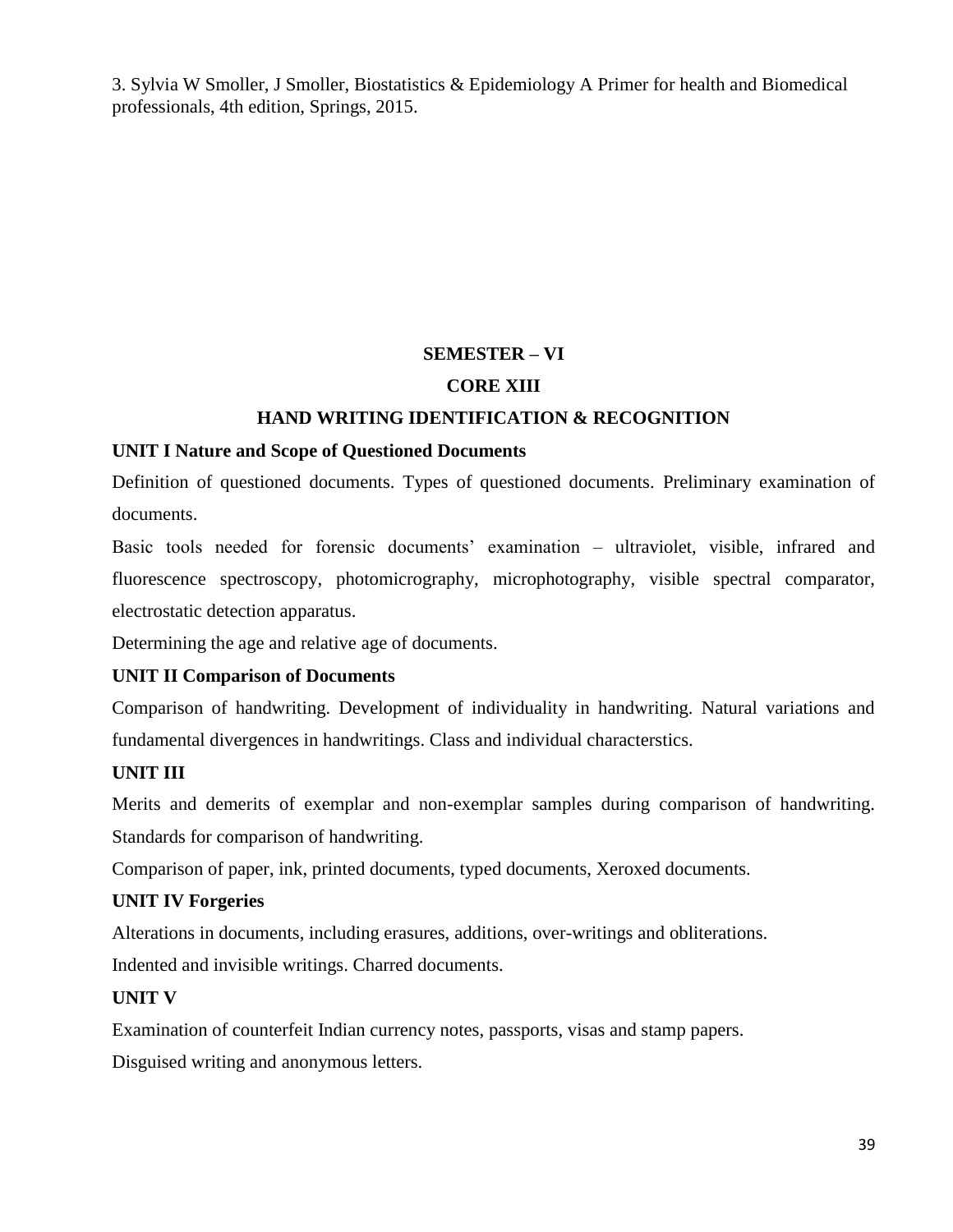3. Sylvia W Smoller, J Smoller, Biostatistics & Epidemiology A Primer for health and Biomedical professionals, 4th edition, Springs, 2015.

## SEMESTER – VI

## CORE XIII

## HAND WRITING IDENTIFICATION & RECOGNITION

### UNIT I Nature and Scope of Questioned Documents

Definition of questioned documents. Types of questioned documents. Preliminary examination of documents.

Basic tools needed for forensic documents' examination – ultraviolet, visible, infrared and fluorescence spectroscopy, photomicrography, microphotography, visible spectral comparator, electrostatic detection apparatus.

Determining the age and relative age of documents.

### UNIT II Comparison of Documents

Comparison of handwriting. Development of individuality in handwriting. Natural variations and fundamental divergences in handwritings. Class and individual characterstics.

### UNIT III

Merits and demerits of exemplar and non-exemplar samples during comparison of handwriting. Standards for comparison of handwriting.

Comparison of paper, ink, printed documents, typed documents, Xeroxed documents.

### UNIT IV Forgeries

Alterations in documents, including erasures, additions, over-writings and obliterations.

Indented and invisible writings. Charred documents.

### UNIT V

Examination of counterfeit Indian currency notes, passports, visas and stamp papers.

Disguised writing and anonymous letters.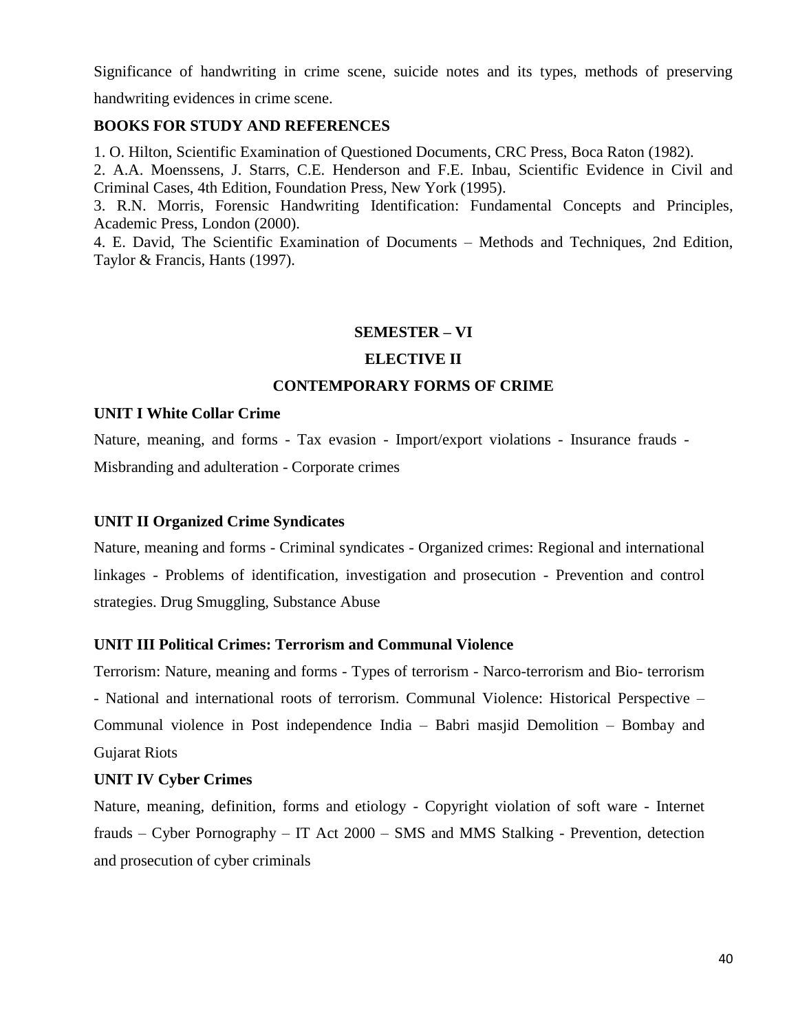Significance of handwriting in crime scene, suicide notes and its types, methods of preserving handwriting evidences in crime scene.

**BOOKS FOR STUDY AND REFERENCES**

1. O. Hilton, Scientific Examination of Questioned Documents, CRC Press, Boca Raton (1982).
2. A.A. Moenssens, J. Starrs, C.E. Henderson and F.E. Inbau, Scientific Evidence in Civil and Criminal Cases, 4th Edition, Foundation Press, New York (1995).
3. R.N. Morris, Forensic Handwriting Identification: Fundamental Concepts and Principles, Academic Press, London (2000).
4. E. David, The Scientific Examination of Documents – Methods and Techniques, 2nd Edition, Taylor & Francis, Hants (1997).

## SEMESTER – VI

## ELECTIVE II

## CONTEMPORARY FORMS OF CRIME

### UNIT I White Collar Crime

Nature, meaning, and forms - Tax evasion - Import/export violations - Insurance frauds - Misbranding and adulteration - Corporate crimes

### UNIT II Organized Crime Syndicates

Nature, meaning and forms - Criminal syndicates - Organized crimes: Regional and international linkages - Problems of identification, investigation and prosecution - Prevention and control strategies. Drug Smuggling, Substance Abuse

### UNIT III Political Crimes: Terrorism and Communal Violence

Terrorism: Nature, meaning and forms - Types of terrorism - Narco-terrorism and Bio- terrorism - National and international roots of terrorism. Communal Violence: Historical Perspective – Communal violence in Post independence India – Babri masjid Demolition – Bombay and Gujarat Riots

### UNIT IV Cyber Crimes

Nature, meaning, definition, forms and etiology - Copyright violation of soft ware - Internet frauds – Cyber Pornography – IT Act 2000 – SMS and MMS Stalking - Prevention, detection and prosecution of cyber criminals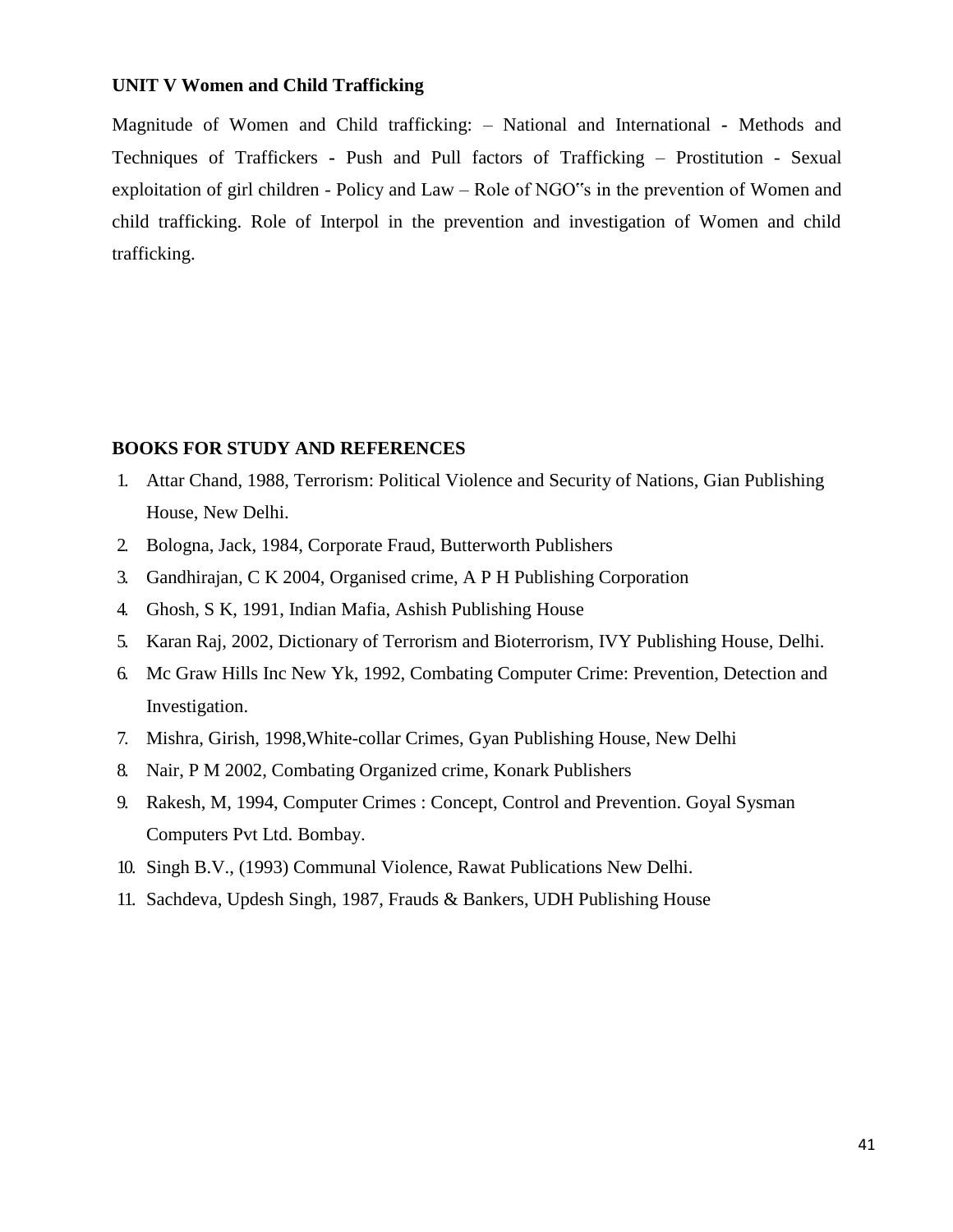**UNIT V Women and Child Trafficking**

Magnitude of Women and Child trafficking: – National and International - Methods and Techniques of Traffickers - Push and Pull factors of Trafficking – Prostitution - Sexual exploitation of girl children - Policy and Law – Role of NGO"s in the prevention of Women and child trafficking. Role of Interpol in the prevention and investigation of Women and child trafficking.

**BOOKS FOR STUDY AND REFERENCES**

1. Attar Chand, 1988, Terrorism: Political Violence and Security of Nations, Gian Publishing House, New Delhi.
2. Bologna, Jack, 1984, Corporate Fraud, Butterworth Publishers
3. Gandhirajan, C K 2004, Organised crime, A P H Publishing Corporation
4. Ghosh, S K, 1991, Indian Mafia, Ashish Publishing House
5. Karan Raj, 2002, Dictionary of Terrorism and Bioterrorism, IVY Publishing House, Delhi.
6. Mc Graw Hills Inc New Yk, 1992, Combating Computer Crime: Prevention, Detection and Investigation.
7. Mishra, Girish, 1998,White-collar Crimes, Gyan Publishing House, New Delhi
8. Nair, P M 2002, Combating Organized crime, Konark Publishers
9. Rakesh, M, 1994, Computer Crimes : Concept, Control and Prevention. Goyal Sysman Computers Pvt Ltd. Bombay.
10. Singh B.V., (1993) Communal Violence, Rawat Publications New Delhi.
11. Sachdeva, Updesh Singh, 1987, Frauds & Bankers, UDH Publishing House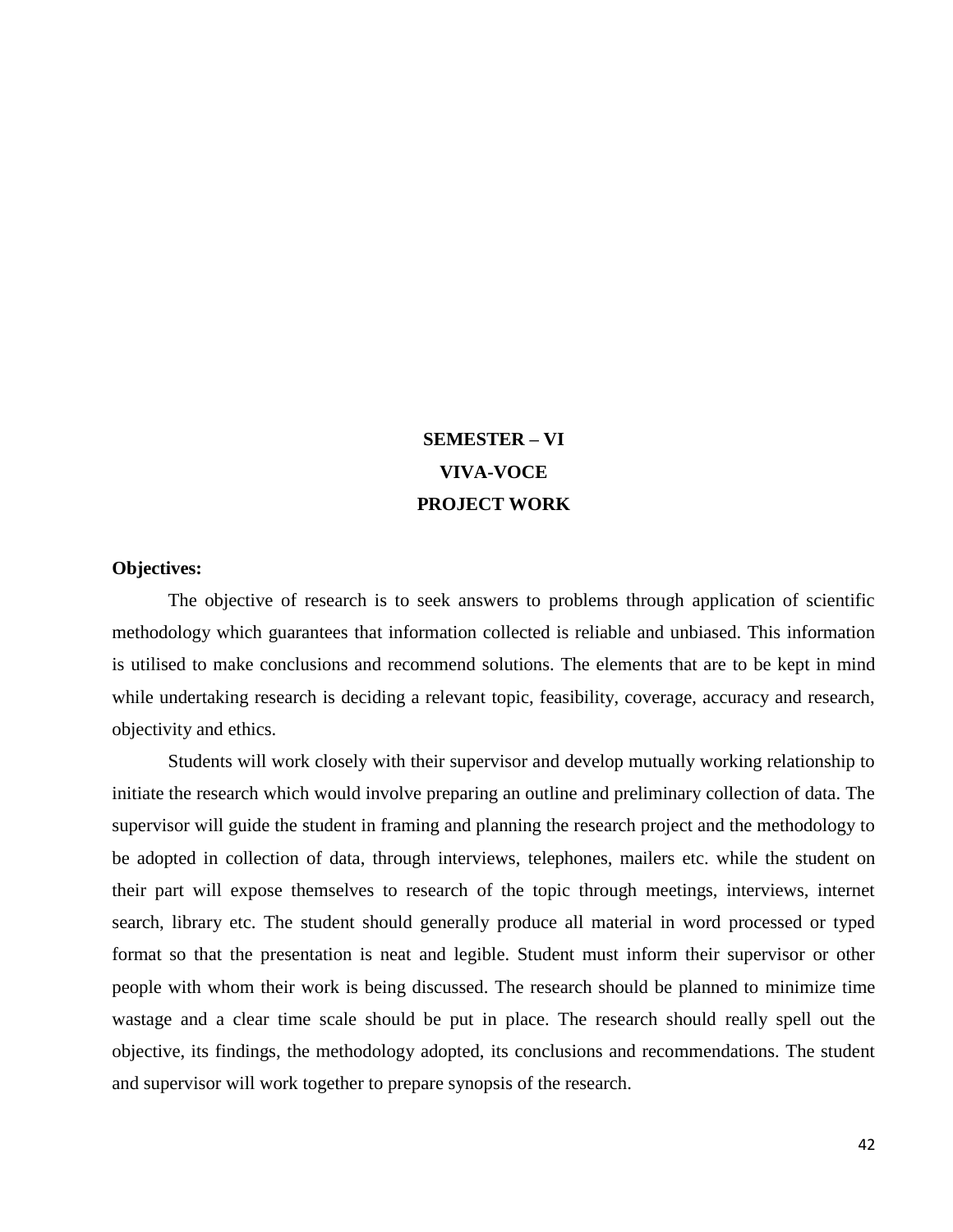# SEMESTER – VI
## VIVA-VOCE
## PROJECT WORK

**Objectives:**

The objective of research is to seek answers to problems through application of scientific methodology which guarantees that information collected is reliable and unbiased. This information is utilised to make conclusions and recommend solutions. The elements that are to be kept in mind while undertaking research is deciding a relevant topic, feasibility, coverage, accuracy and research, objectivity and ethics.

Students will work closely with their supervisor and develop mutually working relationship to initiate the research which would involve preparing an outline and preliminary collection of data. The supervisor will guide the student in framing and planning the research project and the methodology to be adopted in collection of data, through interviews, telephones, mailers etc. while the student on their part will expose themselves to research of the topic through meetings, interviews, internet search, library etc. The student should generally produce all material in word processed or typed format so that the presentation is neat and legible. Student must inform their supervisor or other people with whom their work is being discussed. The research should be planned to minimize time wastage and a clear time scale should be put in place. The research should really spell out the objective, its findings, the methodology adopted, its conclusions and recommendations. The student and supervisor will work together to prepare synopsis of the research.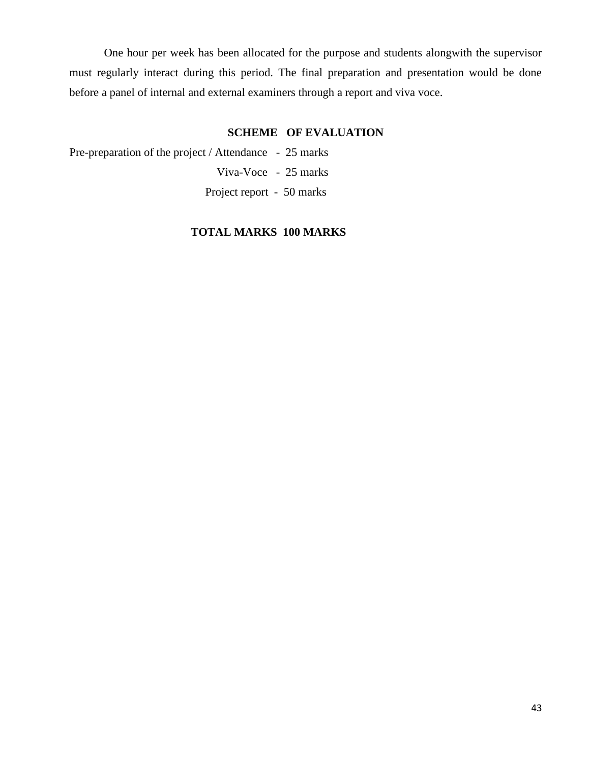One hour per week has been allocated for the purpose and students alongwith the supervisor must regularly interact during this period. The final preparation and presentation would be done before a panel of internal and external examiners through a report and viva voce.

**SCHEME OF EVALUATION**

Pre-preparation of the project / Attendance - 25 marks

Viva-Voce - 25 marks

Project report - 50 marks

**TOTAL MARKS 100 MARKS**